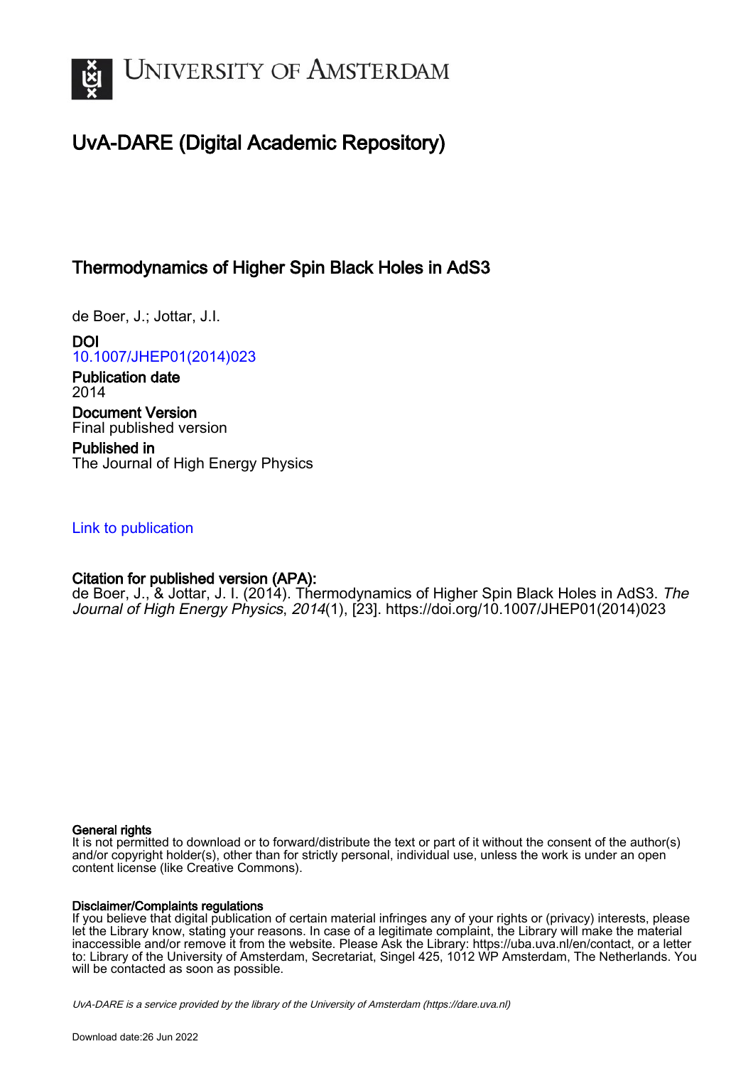# UvA-DARE (Digital Academic Repository)

## Thermodynamics of Higher Spin Black Holes in AdS3

de Boer, J.; Jottar, J.I.

**DOI**
10.1007/JHEP01(2014)023

**Publication date**
2014

**Document Version**
Final published version

**Published in**
The Journal of High Energy Physics

Link to publication

**Citation for published version (APA):**
de Boer, J., & Jottar, J. I. (2014). Thermodynamics of Higher Spin Black Holes in AdS3. *The Journal of High Energy Physics*, *2014*(1), [23]. https://doi.org/10.1007/JHEP01(2014)023

**General rights**
It is not permitted to download or to forward/distribute the text or part of it without the consent of the author(s) and/or copyright holder(s), other than for strictly personal, individual use, unless the work is under an open content license (like Creative Commons).

**Disclaimer/Complaints regulations**
If you believe that digital publication of certain material infringes any of your rights or (privacy) interests, please let the Library know, stating your reasons. In case of a legitimate complaint, the Library will make the material inaccessible and/or remove it from the website. Please Ask the Library: https://uba.uva.nl/en/contact, or a letter to: Library of the University of Amsterdam, Secretariat, Singel 425, 1012 WP Amsterdam, The Netherlands. You will be contacted as soon as possible.

*UvA-DARE is a service provided by the library of the University of Amsterdam (https://dare.uva.nl)*

Download date:26 Jun 2022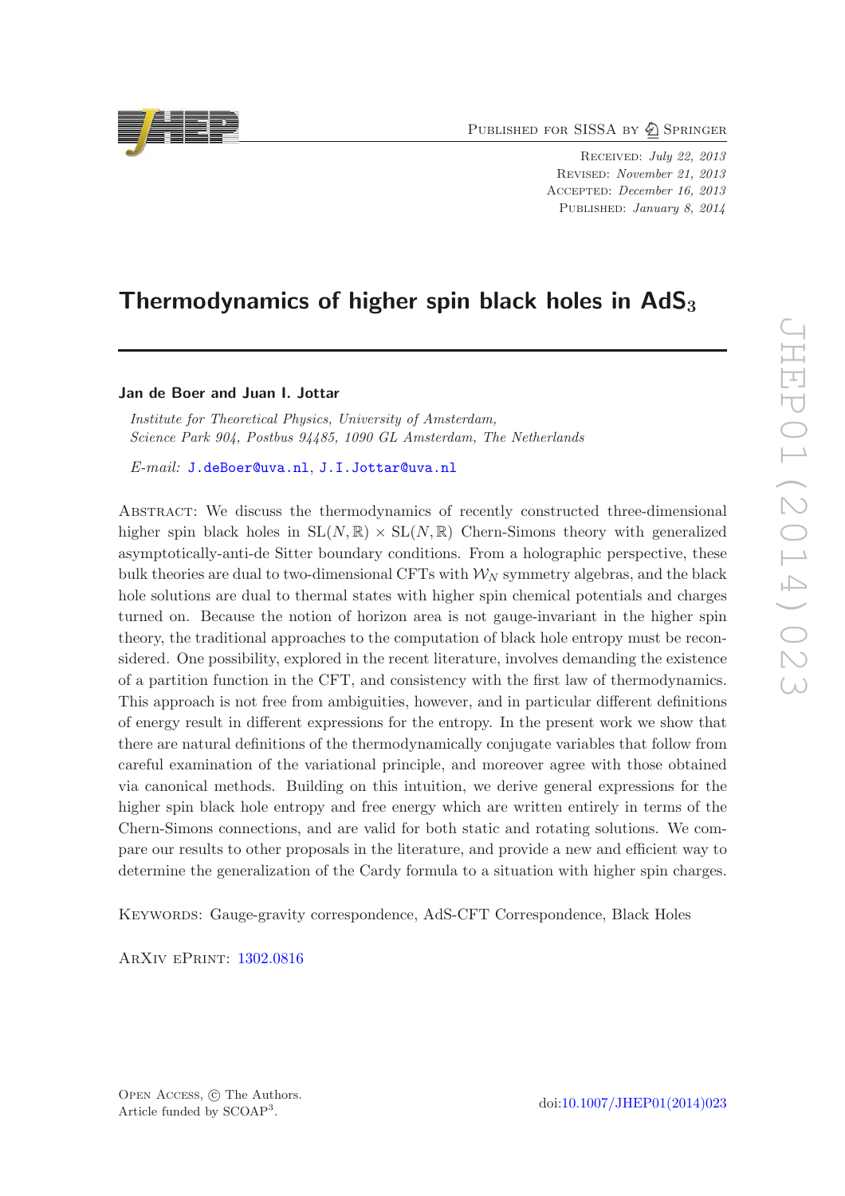Published for SISSA by Springer

Received: *July 22, 2013*
Revised: *November 21, 2013*
Accepted: *December 16, 2013*
Published: *January 8, 2014*

# Thermodynamics of higher spin black holes in AdS$_3$

**Jan de Boer and Juan I. Jottar**

*Institute for Theoretical Physics, University of Amsterdam,*
*Science Park 904, Postbus 94485, 1090 GL Amsterdam, The Netherlands*

*E-mail:* J.deBoer@uva.nl, J.I.Jottar@uva.nl

Abstract: We discuss the thermodynamics of recently constructed three-dimensional higher spin black holes in $\mathrm{SL}(N,\mathbb{R}) \times \mathrm{SL}(N,\mathbb{R})$ Chern-Simons theory with generalized asymptotically-anti-de Sitter boundary conditions. From a holographic perspective, these bulk theories are dual to two-dimensional CFTs with $\mathcal{W}_N$ symmetry algebras, and the black hole solutions are dual to thermal states with higher spin chemical potentials and charges turned on. Because the notion of horizon area is not gauge-invariant in the higher spin theory, the traditional approaches to the computation of black hole entropy must be reconsidered. One possibility, explored in the recent literature, involves demanding the existence of a partition function in the CFT, and consistency with the first law of thermodynamics. This approach is not free from ambiguities, however, and in particular different definitions of energy result in different expressions for the entropy. In the present work we show that there are natural definitions of the thermodynamically conjugate variables that follow from careful examination of the variational principle, and moreover agree with those obtained via canonical methods. Building on this intuition, we derive general expressions for the higher spin black hole entropy and free energy which are written entirely in terms of the Chern-Simons connections, and are valid for both static and rotating solutions. We compare our results to other proposals in the literature, and provide a new and efficient way to determine the generalization of the Cardy formula to a situation with higher spin charges.

Keywords: Gauge-gravity correspondence, AdS-CFT Correspondence, Black Holes

ArXiv ePrint: 1302.0816

Open Access, © The Authors.
Article funded by SCOAP$^3$.

doi:10.1007/JHEP01(2014)023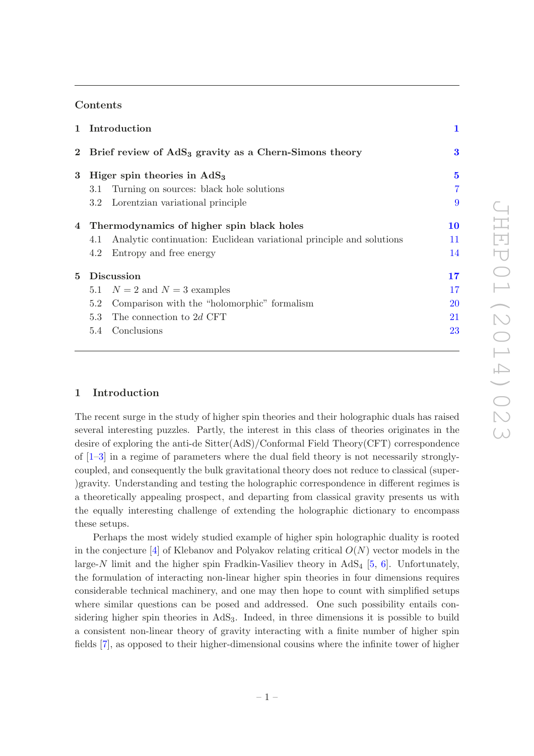## Contents

| | | |
|---|---|---|
| **1** | **Introduction** | **1** |
| **2** | **Brief review of AdS$_3$ gravity as a Chern-Simons theory** | **3** |
| **3** | **Higer spin theories in AdS$_3$** | **5** |
| | 3.1 Turning on sources: black hole solutions | 7 |
| | 3.2 Lorentzian variational principle | 9 |
| **4** | **Thermodynamics of higher spin black holes** | **10** |
| | 4.1 Analytic continuation: Euclidean variational principle and solutions | 11 |
| | 4.2 Entropy and free energy | 14 |
| **5** | **Discussion** | **17** |
| | 5.1 $N = 2$ and $N = 3$ examples | 17 |
| | 5.2 Comparison with the "holomorphic" formalism | 20 |
| | 5.3 The connection to 2$d$ CFT | 21 |
| | 5.4 Conclusions | 23 |

## 1 Introduction

The recent surge in the study of higher spin theories and their holographic duals has raised several interesting puzzles. Partly, the interest in this class of theories originates in the desire of exploring the anti-de Sitter(AdS)/Conformal Field Theory(CFT) correspondence of [1–3] in a regime of parameters where the dual field theory is not necessarily strongly-coupled, and consequently the bulk gravitational theory does not reduce to classical (super-)gravity. Understanding and testing the holographic correspondence in different regimes is a theoretically appealing prospect, and departing from classical gravity presents us with the equally interesting challenge of extending the holographic dictionary to encompass these setups.

Perhaps the most widely studied example of higher spin holographic duality is rooted in the conjecture [4] of Klebanov and Polyakov relating critical $O(N)$ vector models in the large-$N$ limit and the higher spin Fradkin-Vasiliev theory in AdS$_4$ [5, 6]. Unfortunately, the formulation of interacting non-linear higher spin theories in four dimensions requires considerable technical machinery, and one may then hope to count with simplified setups where similar questions can be posed and addressed. One such possibility entails considering higher spin theories in AdS$_3$. Indeed, in three dimensions it is possible to build a consistent non-linear theory of gravity interacting with a finite number of higher spin fields [7], as opposed to their higher-dimensional cousins where the infinite tower of higher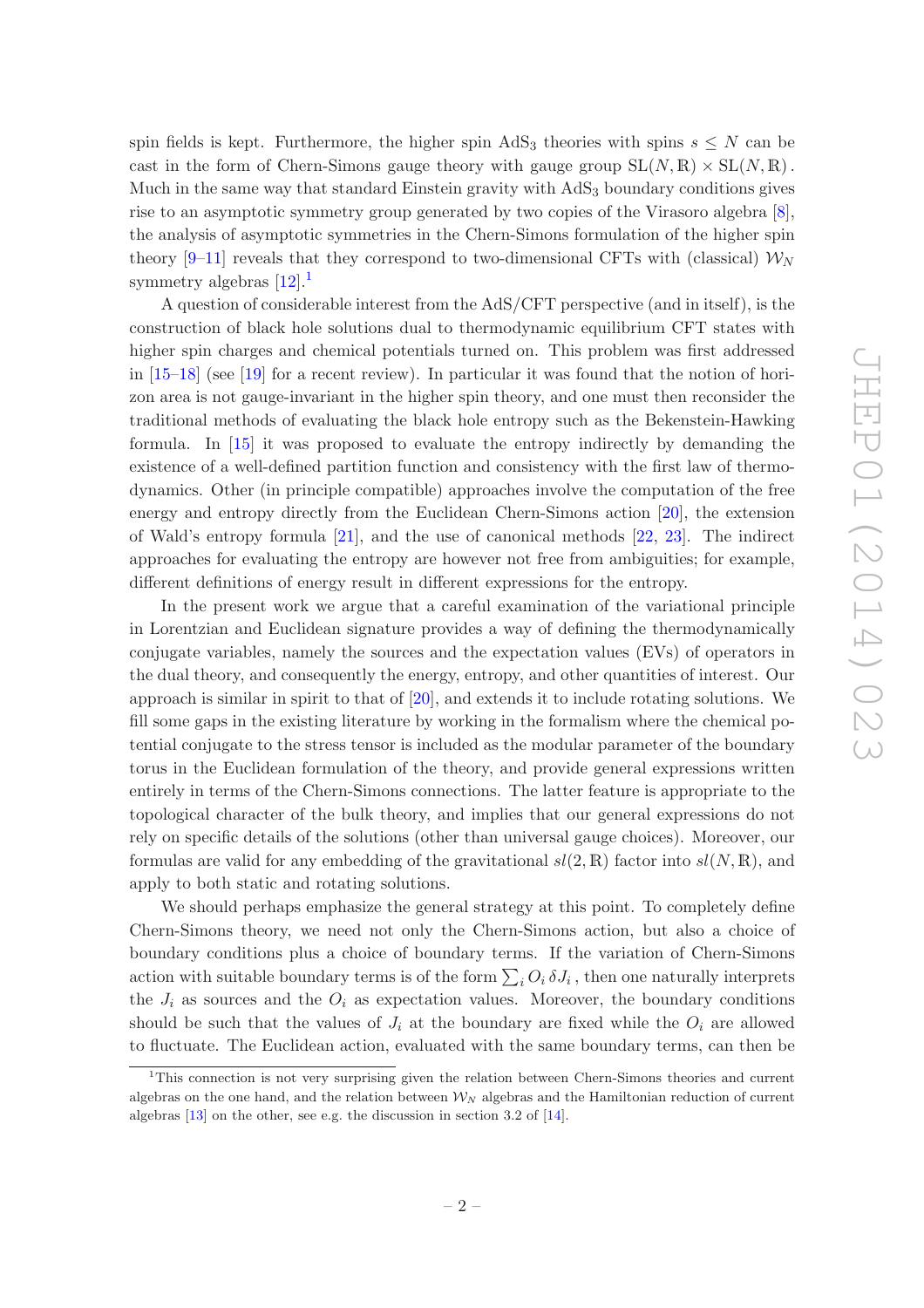spin fields is kept. Furthermore, the higher spin AdS$_3$ theories with spins $s \leq N$ can be cast in the form of Chern-Simons gauge theory with gauge group $\mathrm{SL}(N,\mathbb{R}) \times \mathrm{SL}(N,\mathbb{R})$. Much in the same way that standard Einstein gravity with AdS$_3$ boundary conditions gives rise to an asymptotic symmetry group generated by two copies of the Virasoro algebra [8], the analysis of asymptotic symmetries in the Chern-Simons formulation of the higher spin theory [9–11] reveals that they correspond to two-dimensional CFTs with (classical) $\mathcal{W}_N$ symmetry algebras [12].[1]

A question of considerable interest from the AdS/CFT perspective (and in itself), is the construction of black hole solutions dual to thermodynamic equilibrium CFT states with higher spin charges and chemical potentials turned on. This problem was first addressed in [15–18] (see [19] for a recent review). In particular it was found that the notion of horizon area is not gauge-invariant in the higher spin theory, and one must then reconsider the traditional methods of evaluating the black hole entropy such as the Bekenstein-Hawking formula. In [15] it was proposed to evaluate the entropy indirectly by demanding the existence of a well-defined partition function and consistency with the first law of thermodynamics. Other (in principle compatible) approaches involve the computation of the free energy and entropy directly from the Euclidean Chern-Simons action [20], the extension of Wald's entropy formula [21], and the use of canonical methods [22, 23]. The indirect approaches for evaluating the entropy are however not free from ambiguities; for example, different definitions of energy result in different expressions for the entropy.

In the present work we argue that a careful examination of the variational principle in Lorentzian and Euclidean signature provides a way of defining the thermodynamically conjugate variables, namely the sources and the expectation values (EVs) of operators in the dual theory, and consequently the energy, entropy, and other quantities of interest. Our approach is similar in spirit to that of [20], and extends it to include rotating solutions. We fill some gaps in the existing literature by working in the formalism where the chemical potential conjugate to the stress tensor is included as the modular parameter of the boundary torus in the Euclidean formulation of the theory, and provide general expressions written entirely in terms of the Chern-Simons connections. The latter feature is appropriate to the topological character of the bulk theory, and implies that our general expressions do not rely on specific details of the solutions (other than universal gauge choices). Moreover, our formulas are valid for any embedding of the gravitational $sl(2,\mathbb{R})$ factor into $sl(N,\mathbb{R})$, and apply to both static and rotating solutions.

We should perhaps emphasize the general strategy at this point. To completely define Chern-Simons theory, we need not only the Chern-Simons action, but also a choice of boundary conditions plus a choice of boundary terms. If the variation of Chern-Simons action with suitable boundary terms is of the form $\sum_i O_i \, \delta J_i$, then one naturally interprets the $J_i$ as sources and the $O_i$ as expectation values. Moreover, the boundary conditions should be such that the values of $J_i$ at the boundary are fixed while the $O_i$ are allowed to fluctuate. The Euclidean action, evaluated with the same boundary terms, can then be

[1] This connection is not very surprising given the relation between Chern-Simons theories and current algebras on the one hand, and the relation between $\mathcal{W}_N$ algebras and the Hamiltonian reduction of current algebras [13] on the other, see e.g. the discussion in section 3.2 of [14].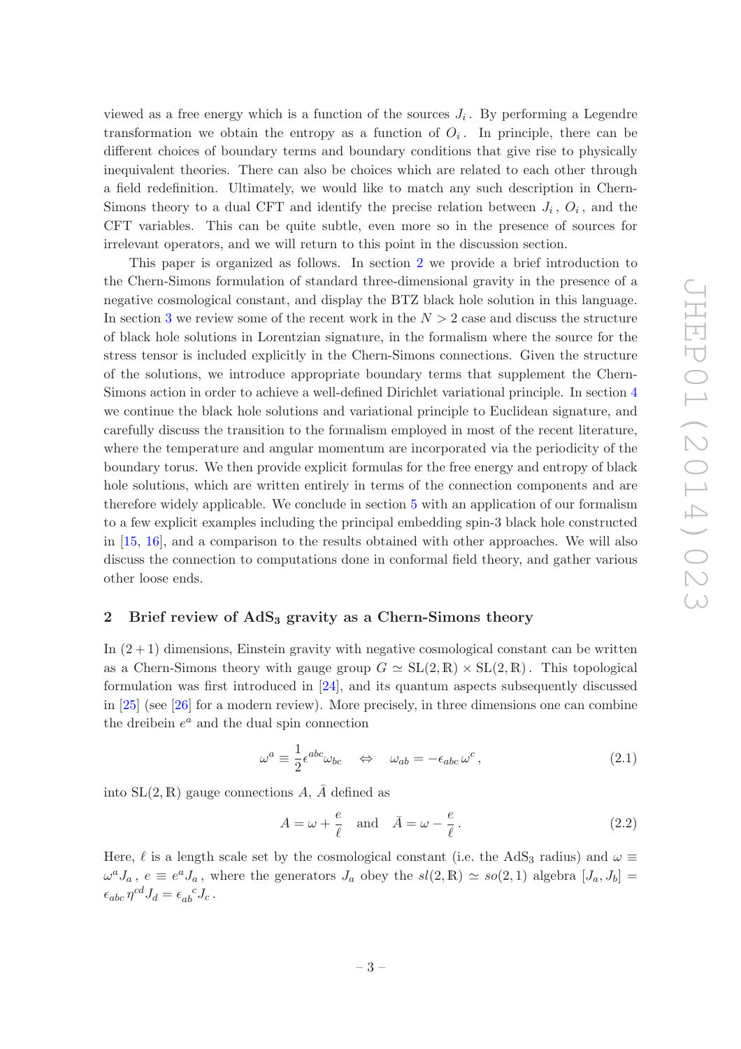viewed as a free energy which is a function of the sources $J_i$. By performing a Legendre transformation we obtain the entropy as a function of $O_i$. In principle, there can be different choices of boundary terms and boundary conditions that give rise to physically inequivalent theories. There can also be choices which are related to each other through a field redefinition. Ultimately, we would like to match any such description in Chern-Simons theory to a dual CFT and identify the precise relation between $J_i$, $O_i$, and the CFT variables. This can be quite subtle, even more so in the presence of sources for irrelevant operators, and we will return to this point in the discussion section.

This paper is organized as follows. In section 2 we provide a brief introduction to the Chern-Simons formulation of standard three-dimensional gravity in the presence of a negative cosmological constant, and display the BTZ black hole solution in this language. In section 3 we review some of the recent work in the $N > 2$ case and discuss the structure of black hole solutions in Lorentzian signature, in the formalism where the source for the stress tensor is included explicitly in the Chern-Simons connections. Given the structure of the solutions, we introduce appropriate boundary terms that supplement the Chern-Simons action in order to achieve a well-defined Dirichlet variational principle. In section 4 we continue the black hole solutions and variational principle to Euclidean signature, and carefully discuss the transition to the formalism employed in most of the recent literature, where the temperature and angular momentum are incorporated via the periodicity of the boundary torus. We then provide explicit formulas for the free energy and entropy of black hole solutions, which are written entirely in terms of the connection components and are therefore widely applicable. We conclude in section 5 with an application of our formalism to a few explicit examples including the principal embedding spin-3 black hole constructed in [15, 16], and a comparison to the results obtained with other approaches. We will also discuss the connection to computations done in conformal field theory, and gather various other loose ends.

## 2 Brief review of AdS$_3$ gravity as a Chern-Simons theory

In $(2+1)$ dimensions, Einstein gravity with negative cosmological constant can be written as a Chern-Simons theory with gauge group $G \simeq \mathrm{SL}(2,\mathbb{R}) \times \mathrm{SL}(2,\mathbb{R})$. This topological formulation was first introduced in [24], and its quantum aspects subsequently discussed in [25] (see [26] for a modern review). More precisely, in three dimensions one can combine the dreibein $e^a$ and the dual spin connection

$$\omega^a \equiv \frac{1}{2}\epsilon^{abc}\omega_{bc} \quad \Leftrightarrow \quad \omega_{ab} = -\epsilon_{abc}\,\omega^c\,, \tag{2.1}$$

into $\mathrm{SL}(2,\mathbb{R})$ gauge connections $A$, $\bar{A}$ defined as

$$A = \omega + \frac{e}{\ell} \quad \text{and} \quad \bar{A} = \omega - \frac{e}{\ell}\,. \tag{2.2}$$

Here, $\ell$ is a length scale set by the cosmological constant (i.e. the AdS$_3$ radius) and $\omega \equiv \omega^a J_a$, $e \equiv e^a J_a$, where the generators $J_a$ obey the $sl(2,\mathbb{R}) \simeq so(2,1)$ algebra $[J_a, J_b] = \epsilon_{abc}\,\eta^{cd} J_d = \epsilon_{ab}{}^{c} J_c$.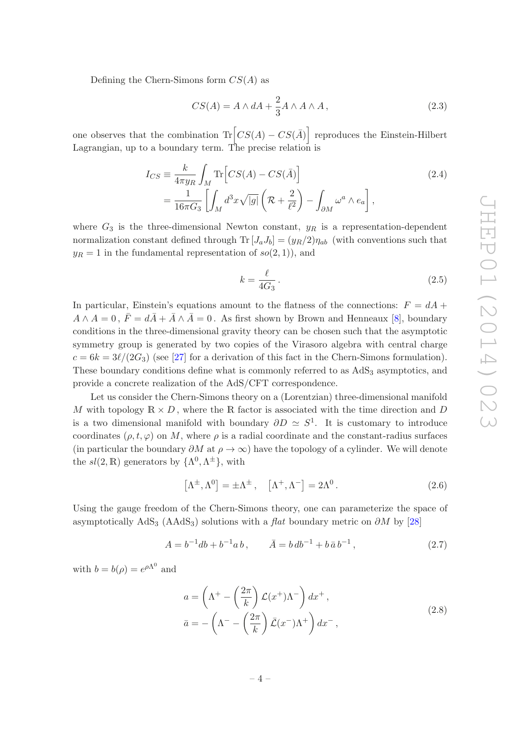Defining the Chern-Simons form $CS(A)$ as

$$CS(A) = A \wedge dA + \frac{2}{3} A \wedge A \wedge A \,, \tag{2.3}$$

one observes that the combination $\mathrm{Tr}\Big[CS(A) - CS(\bar{A})\Big]$ reproduces the Einstein-Hilbert Lagrangian, up to a boundary term. The precise relation is

$$\begin{aligned} I_{CS} &\equiv \frac{k}{4\pi y_R} \int_M \mathrm{Tr}\Big[CS(A) - CS(\bar{A})\Big] \\ &= \frac{1}{16\pi G_3} \left[ \int_M d^3x \sqrt{|g|} \left( \mathcal{R} + \frac{2}{\ell^2} \right) - \int_{\partial M} \omega^a \wedge e_a \right], \end{aligned} \tag{2.4}$$

where $G_3$ is the three-dimensional Newton constant, $y_R$ is a representation-dependent normalization constant defined through $\mathrm{Tr}\,[J_a J_b] = (y_R/2)\eta_{ab}$ (with conventions such that $y_R = 1$ in the fundamental representation of $so(2,1)$), and

$$k = \frac{\ell}{4G_3} \,. \tag{2.5}$$

In particular, Einstein's equations amount to the flatness of the connections: $F = dA + A \wedge A = 0\,,\ \bar{F} = d\bar{A} + \bar{A} \wedge \bar{A} = 0$. As first shown by Brown and Henneaux [8], boundary conditions in the three-dimensional gravity theory can be chosen such that the asymptotic symmetry group is generated by two copies of the Virasoro algebra with central charge $c = 6k = 3\ell/(2G_3)$ (see [27] for a derivation of this fact in the Chern-Simons formulation). These boundary conditions define what is commonly referred to as AdS$_3$ asymptotics, and provide a concrete realization of the AdS/CFT correspondence.

Let us consider the Chern-Simons theory on a (Lorentzian) three-dimensional manifold $M$ with topology $\mathbb{R} \times D$, where the $\mathbb{R}$ factor is associated with the time direction and $D$ is a two dimensional manifold with boundary $\partial D \simeq S^1$. It is customary to introduce coordinates $(\rho, t, \varphi)$ on $M$, where $\rho$ is a radial coordinate and the constant-radius surfaces (in particular the boundary $\partial M$ at $\rho \to \infty$) have the topology of a cylinder. We will denote the $sl(2,\mathbb{R})$ generators by $\{\Lambda^0, \Lambda^\pm\}$, with

$$\left[\Lambda^\pm, \Lambda^0\right] = \pm \Lambda^\pm \,, \quad \left[\Lambda^+, \Lambda^-\right] = 2\Lambda^0 \,. \tag{2.6}$$

Using the gauge freedom of the Chern-Simons theory, one can parameterize the space of asymptotically AdS$_3$ (AAdS$_3$) solutions with a *flat* boundary metric on $\partial M$ by [28]

$$A = b^{-1} db + b^{-1} a\, b \,, \qquad \bar{A} = b\, db^{-1} + b\, \bar{a}\, b^{-1} \,, \tag{2.7}$$

with $b = b(\rho) = e^{\rho \Lambda^0}$ and

$$\begin{aligned} a &= \left( \Lambda^+ - \left( \frac{2\pi}{k} \right) \mathcal{L}(x^+) \Lambda^- \right) dx^+ \,, \\ \bar{a} &= -\left( \Lambda^- - \left( \frac{2\pi}{k} \right) \bar{\mathcal{L}}(x^-) \Lambda^+ \right) dx^- \,, \end{aligned} \tag{2.8}$$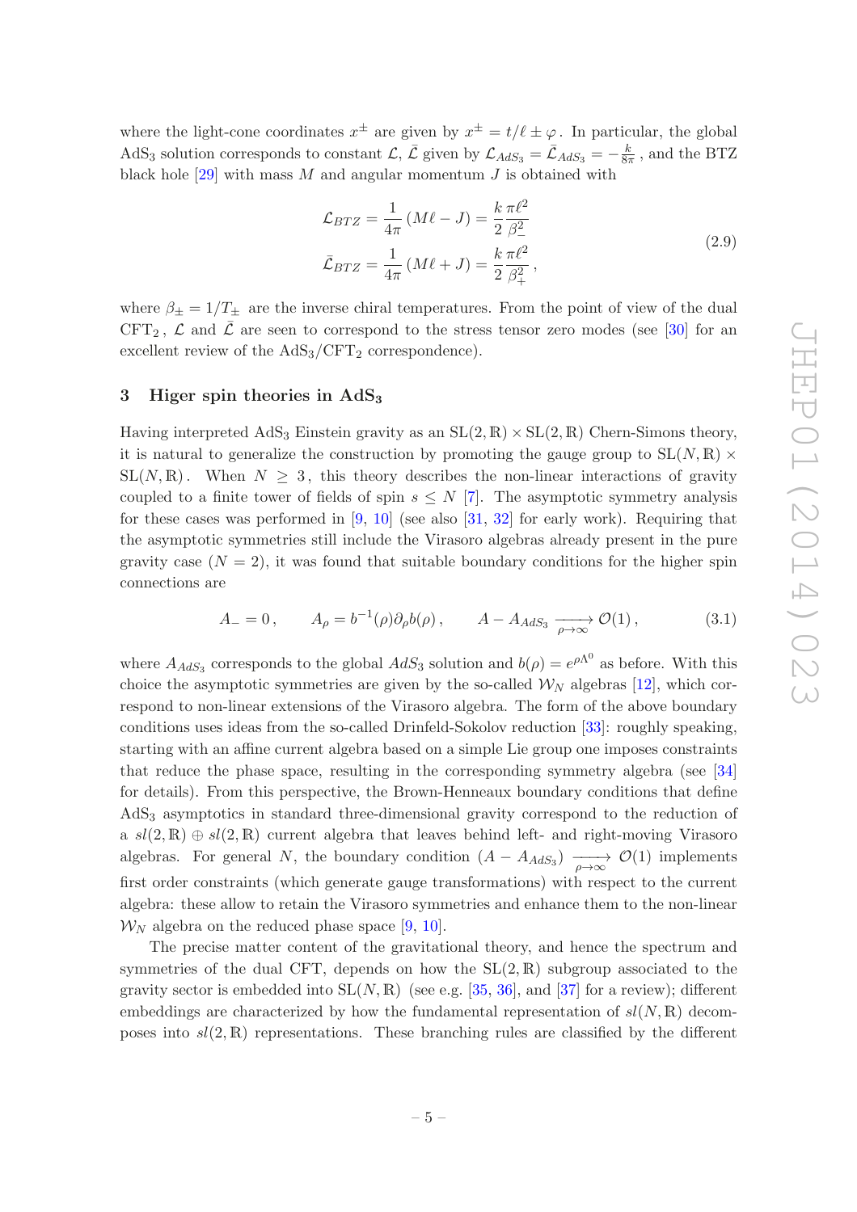where the light-cone coordinates $x^{\pm}$ are given by $x^{\pm} = t/\ell \pm \varphi$. In particular, the global AdS$_3$ solution corresponds to constant $\mathcal{L}$, $\bar{\mathcal{L}}$ given by $\mathcal{L}_{AdS_3} = \bar{\mathcal{L}}_{AdS_3} = -\frac{k}{8\pi}$, and the BTZ black hole [29] with mass $M$ and angular momentum $J$ is obtained with

$$
\begin{aligned}
\mathcal{L}_{BTZ} &= \frac{1}{4\pi}\left(M\ell - J\right) = \frac{k}{2}\frac{\pi\ell^2}{\beta_-^2} \\
\bar{\mathcal{L}}_{BTZ} &= \frac{1}{4\pi}\left(M\ell + J\right) = \frac{k}{2}\frac{\pi\ell^2}{\beta_+^2}\,,
\end{aligned}
\tag{2.9}
$$

where $\beta_{\pm} = 1/T_{\pm}$ are the inverse chiral temperatures. From the point of view of the dual CFT$_2$, $\mathcal{L}$ and $\bar{\mathcal{L}}$ are seen to correspond to the stress tensor zero modes (see [30] for an excellent review of the AdS$_3$/CFT$_2$ correspondence).

## 3 Higer spin theories in AdS$_3$

Having interpreted AdS$_3$ Einstein gravity as an SL$(2,\mathbb{R}) \times$ SL$(2,\mathbb{R})$ Chern-Simons theory, it is natural to generalize the construction by promoting the gauge group to SL$(N,\mathbb{R}) \times$ SL$(N,\mathbb{R})$. When $N \geq 3$, this theory describes the non-linear interactions of gravity coupled to a finite tower of fields of spin $s \leq N$ [7]. The asymptotic symmetry analysis for these cases was performed in [9, 10] (see also [31, 32] for early work). Requiring that the asymptotic symmetries still include the Virasoro algebras already present in the pure gravity case ($N = 2$), it was found that suitable boundary conditions for the higher spin connections are

$$
A_- = 0\,, \qquad A_\rho = b^{-1}(\rho)\partial_\rho b(\rho)\,, \qquad A - A_{AdS_3} \xrightarrow[\rho\to\infty]{} \mathcal{O}(1)\,, \tag{3.1}
$$

where $A_{AdS_3}$ corresponds to the global $AdS_3$ solution and $b(\rho) = e^{\rho\Lambda^0}$ as before. With this choice the asymptotic symmetries are given by the so-called $\mathcal{W}_N$ algebras [12], which correspond to non-linear extensions of the Virasoro algebra. The form of the above boundary conditions uses ideas from the so-called Drinfeld-Sokolov reduction [33]: roughly speaking, starting with an affine current algebra based on a simple Lie group one imposes constraints that reduce the phase space, resulting in the corresponding symmetry algebra (see [34] for details). From this perspective, the Brown-Henneaux boundary conditions that define AdS$_3$ asymptotics in standard three-dimensional gravity correspond to the reduction of a $sl(2,\mathbb{R}) \oplus sl(2,\mathbb{R})$ current algebra that leaves behind left- and right-moving Virasoro algebras. For general $N$, the boundary condition $(A - A_{AdS_3}) \xrightarrow[\rho\to\infty]{} \mathcal{O}(1)$ implements first order constraints (which generate gauge transformations) with respect to the current algebra: these allow to retain the Virasoro symmetries and enhance them to the non-linear $\mathcal{W}_N$ algebra on the reduced phase space [9, 10].

The precise matter content of the gravitational theory, and hence the spectrum and symmetries of the dual CFT, depends on how the SL$(2,\mathbb{R})$ subgroup associated to the gravity sector is embedded into SL$(N,\mathbb{R})$ (see e.g. [35, 36], and [37] for a review); different embeddings are characterized by how the fundamental representation of $sl(N,\mathbb{R})$ decomposes into $sl(2,\mathbb{R})$ representations. These branching rules are classified by the different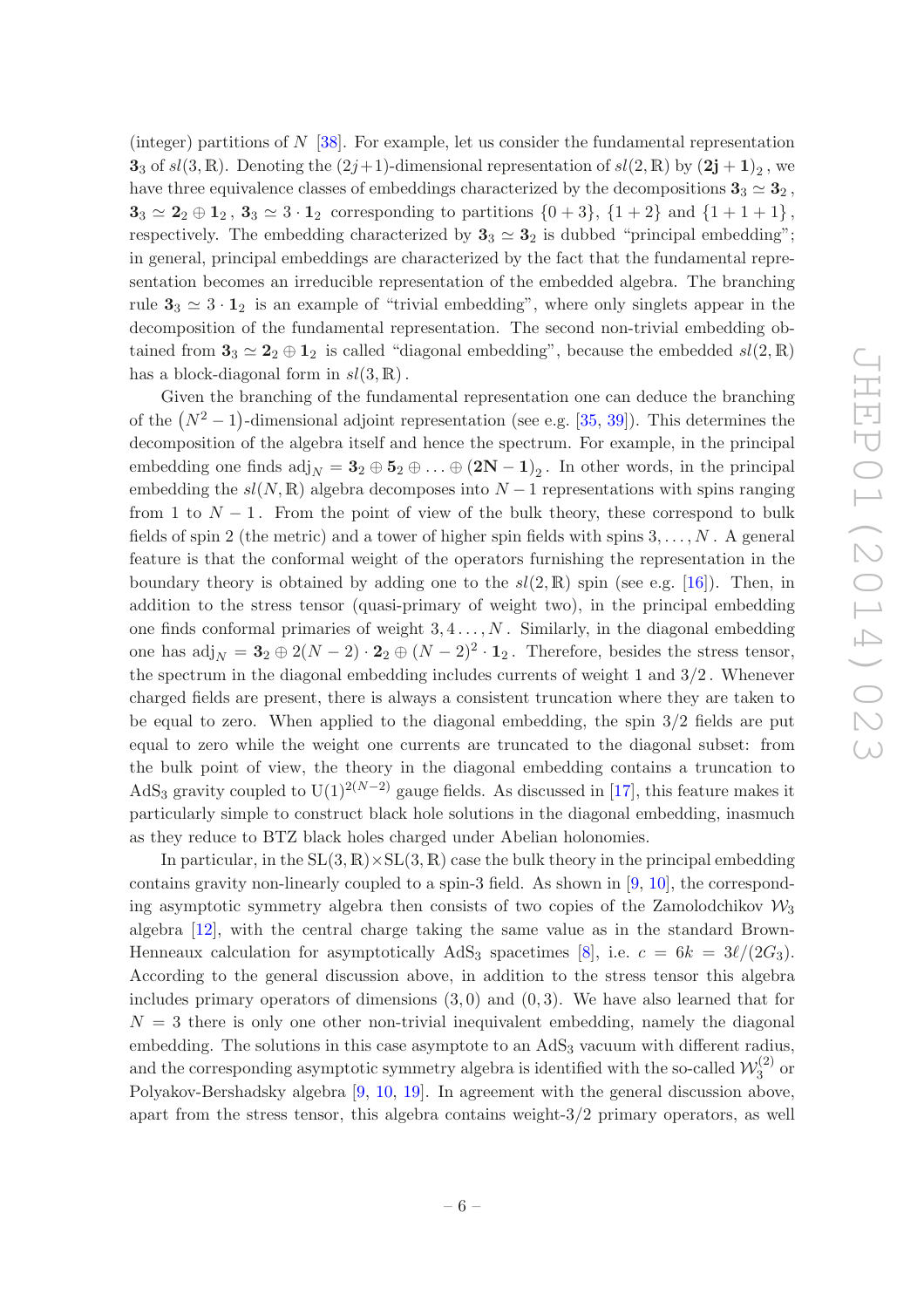(integer) partitions of $N$ [38]. For example, let us consider the fundamental representation $\mathbf{3}_3$ of $sl(3,\mathbb{R})$. Denoting the $(2j+1)$-dimensional representation of $sl(2,\mathbb{R})$ by $(\mathbf{2j+1})_2$, we have three equivalence classes of embeddings characterized by the decompositions $\mathbf{3}_3 \simeq \mathbf{3}_2$, $\mathbf{3}_3 \simeq \mathbf{2}_2 \oplus \mathbf{1}_2$, $\mathbf{3}_3 \simeq 3 \cdot \mathbf{1}_2$ corresponding to partitions $\{0+3\}$, $\{1+2\}$ and $\{1+1+1\}$, respectively. The embedding characterized by $\mathbf{3}_3 \simeq \mathbf{3}_2$ is dubbed "principal embedding"; in general, principal embeddings are characterized by the fact that the fundamental representation becomes an irreducible representation of the embedded algebra. The branching rule $\mathbf{3}_3 \simeq 3 \cdot \mathbf{1}_2$ is an example of "trivial embedding", where only singlets appear in the decomposition of the fundamental representation. The second non-trivial embedding obtained from $\mathbf{3}_3 \simeq \mathbf{2}_2 \oplus \mathbf{1}_2$ is called "diagonal embedding", because the embedded $sl(2,\mathbb{R})$ has a block-diagonal form in $sl(3,\mathbb{R})$.

Given the branching of the fundamental representation one can deduce the branching of the $(N^2-1)$-dimensional adjoint representation (see e.g. [35, 39]). This determines the decomposition of the algebra itself and hence the spectrum. For example, in the principal embedding one finds $\mathrm{adj}_N = \mathbf{3}_2 \oplus \mathbf{5}_2 \oplus \ldots \oplus (\mathbf{2N-1})_2$. In other words, in the principal embedding the $sl(N,\mathbb{R})$ algebra decomposes into $N-1$ representations with spins ranging from 1 to $N-1$. From the point of view of the bulk theory, these correspond to bulk fields of spin 2 (the metric) and a tower of higher spin fields with spins $3,\ldots,N$. A general feature is that the conformal weight of the operators furnishing the representation in the boundary theory is obtained by adding one to the $sl(2,\mathbb{R})$ spin (see e.g. [16]). Then, in addition to the stress tensor (quasi-primary of weight two), in the principal embedding one finds conformal primaries of weight $3, 4\ldots, N$. Similarly, in the diagonal embedding one has $\mathrm{adj}_N = \mathbf{3}_2 \oplus 2(N-2)\cdot \mathbf{2}_2 \oplus (N-2)^2 \cdot \mathbf{1}_2$. Therefore, besides the stress tensor, the spectrum in the diagonal embedding includes currents of weight 1 and $3/2$. Whenever charged fields are present, there is always a consistent truncation where they are taken to be equal to zero. When applied to the diagonal embedding, the spin $3/2$ fields are put equal to zero while the weight one currents are truncated to the diagonal subset: from the bulk point of view, the theory in the diagonal embedding contains a truncation to $\mathrm{AdS}_3$ gravity coupled to $\mathrm{U}(1)^{2(N-2)}$ gauge fields. As discussed in [17], this feature makes it particularly simple to construct black hole solutions in the diagonal embedding, inasmuch as they reduce to BTZ black holes charged under Abelian holonomies.

In particular, in the $\mathrm{SL}(3,\mathbb{R})\times\mathrm{SL}(3,\mathbb{R})$ case the bulk theory in the principal embedding contains gravity non-linearly coupled to a spin-3 field. As shown in [9, 10], the corresponding asymptotic symmetry algebra then consists of two copies of the Zamolodchikov $\mathcal{W}_3$ algebra [12], with the central charge taking the same value as in the standard Brown-Henneaux calculation for asymptotically $\mathrm{AdS}_3$ spacetimes [8], i.e. $c = 6k = 3\ell/(2G_3)$. According to the general discussion above, in addition to the stress tensor this algebra includes primary operators of dimensions $(3,0)$ and $(0,3)$. We have also learned that for $N=3$ there is only one other non-trivial inequivalent embedding, namely the diagonal embedding. The solutions in this case asymptote to an $\mathrm{AdS}_3$ vacuum with different radius, and the corresponding asymptotic symmetry algebra is identified with the so-called $\mathcal{W}_3^{(2)}$ or Polyakov-Bershadsky algebra [9, 10, 19]. In agreement with the general discussion above, apart from the stress tensor, this algebra contains weight-3/2 primary operators, as well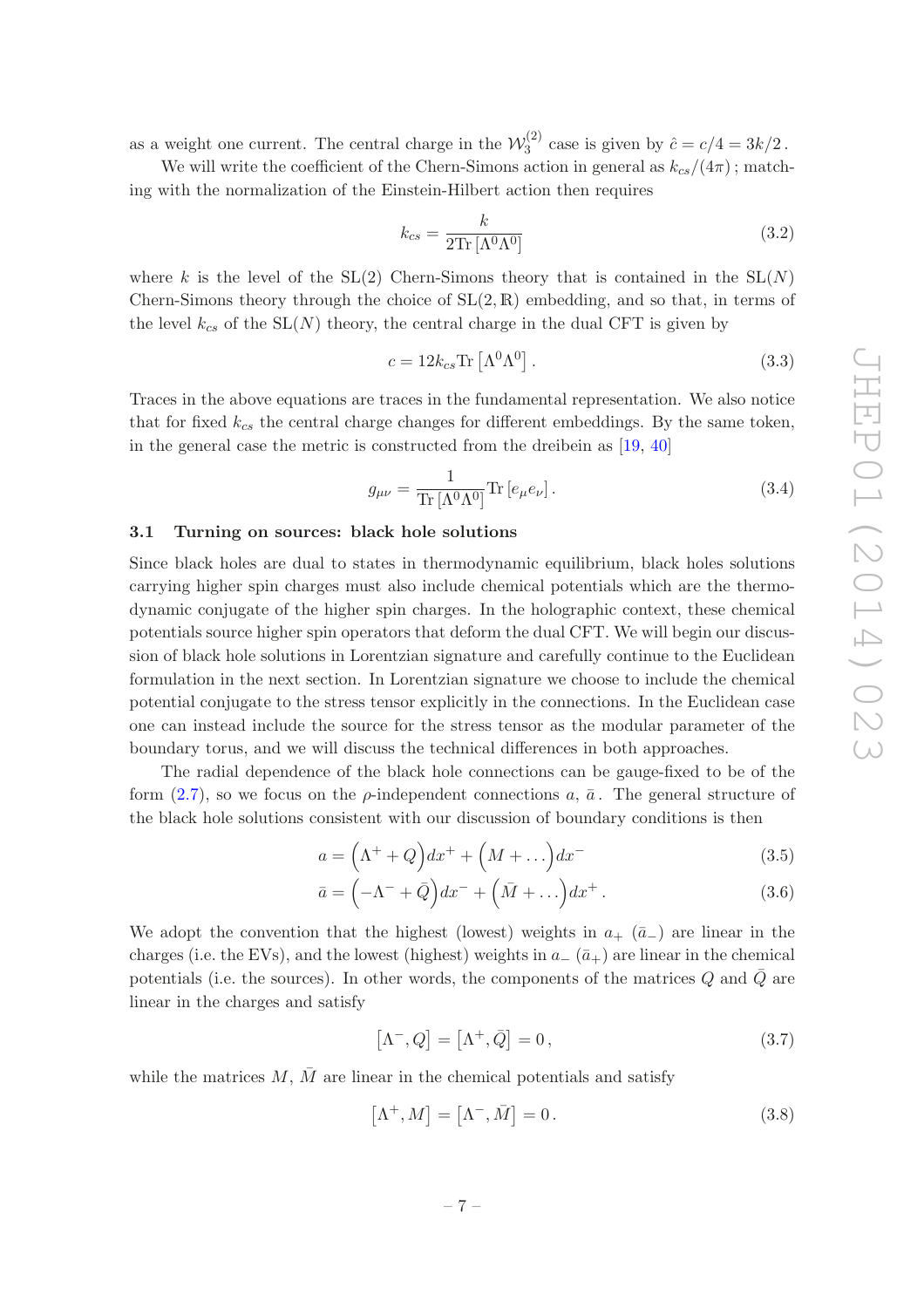as a weight one current. The central charge in the $\mathcal{W}_3^{(2)}$ case is given by $\hat{c} = c/4 = 3k/2$.

We will write the coefficient of the Chern-Simons action in general as $k_{cs}/(4\pi)$; matching with the normalization of the Einstein-Hilbert action then requires

$$k_{cs} = \frac{k}{2\mathrm{Tr}\left[\Lambda^0\Lambda^0\right]} \tag{3.2}$$

where $k$ is the level of the SL(2) Chern-Simons theory that is contained in the SL($N$) Chern-Simons theory through the choice of SL(2, $\mathbb{R}$) embedding, and so that, in terms of the level $k_{cs}$ of the SL($N$) theory, the central charge in the dual CFT is given by

$$c = 12 k_{cs} \mathrm{Tr}\left[\Lambda^0\Lambda^0\right]. \tag{3.3}$$

Traces in the above equations are traces in the fundamental representation. We also notice that for fixed $k_{cs}$ the central charge changes for different embeddings. By the same token, in the general case the metric is constructed from the dreibein as [19, 40]

$$g_{\mu\nu} = \frac{1}{\mathrm{Tr}\left[\Lambda^0\Lambda^0\right]}\mathrm{Tr}\left[e_\mu e_\nu\right]. \tag{3.4}$$

### 3.1 Turning on sources: black hole solutions

Since black holes are dual to states in thermodynamic equilibrium, black holes solutions carrying higher spin charges must also include chemical potentials which are the thermodynamic conjugate of the higher spin charges. In the holographic context, these chemical potentials source higher spin operators that deform the dual CFT. We will begin our discussion of black hole solutions in Lorentzian signature and carefully continue to the Euclidean formulation in the next section. In Lorentzian signature we choose to include the chemical potential conjugate to the stress tensor explicitly in the connections. In the Euclidean case one can instead include the source for the stress tensor as the modular parameter of the boundary torus, and we will discuss the technical differences in both approaches.

The radial dependence of the black hole connections can be gauge-fixed to be of the form (2.7), so we focus on the $\rho$-independent connections $a$, $\bar{a}$. The general structure of the black hole solutions consistent with our discussion of boundary conditions is then

$$a = \Big(\Lambda^+ + Q\Big)dx^+ + \Big(M + \ldots\Big)dx^- \tag{3.5}$$

$$\bar{a} = \Big(-\Lambda^- + \bar{Q}\Big)dx^- + \Big(\bar{M} + \ldots\Big)dx^+. \tag{3.6}$$

We adopt the convention that the highest (lowest) weights in $a_+$ ($\bar{a}_-$) are linear in the charges (i.e. the EVs), and the lowest (highest) weights in $a_-$ ($\bar{a}_+$) are linear in the chemical potentials (i.e. the sources). In other words, the components of the matrices $Q$ and $\bar{Q}$ are linear in the charges and satisfy

$$\left[\Lambda^-, Q\right] = \left[\Lambda^+, \bar{Q}\right] = 0, \tag{3.7}$$

while the matrices $M$, $\bar{M}$ are linear in the chemical potentials and satisfy

$$\left[\Lambda^+, M\right] = \left[\Lambda^-, \bar{M}\right] = 0. \tag{3.8}$$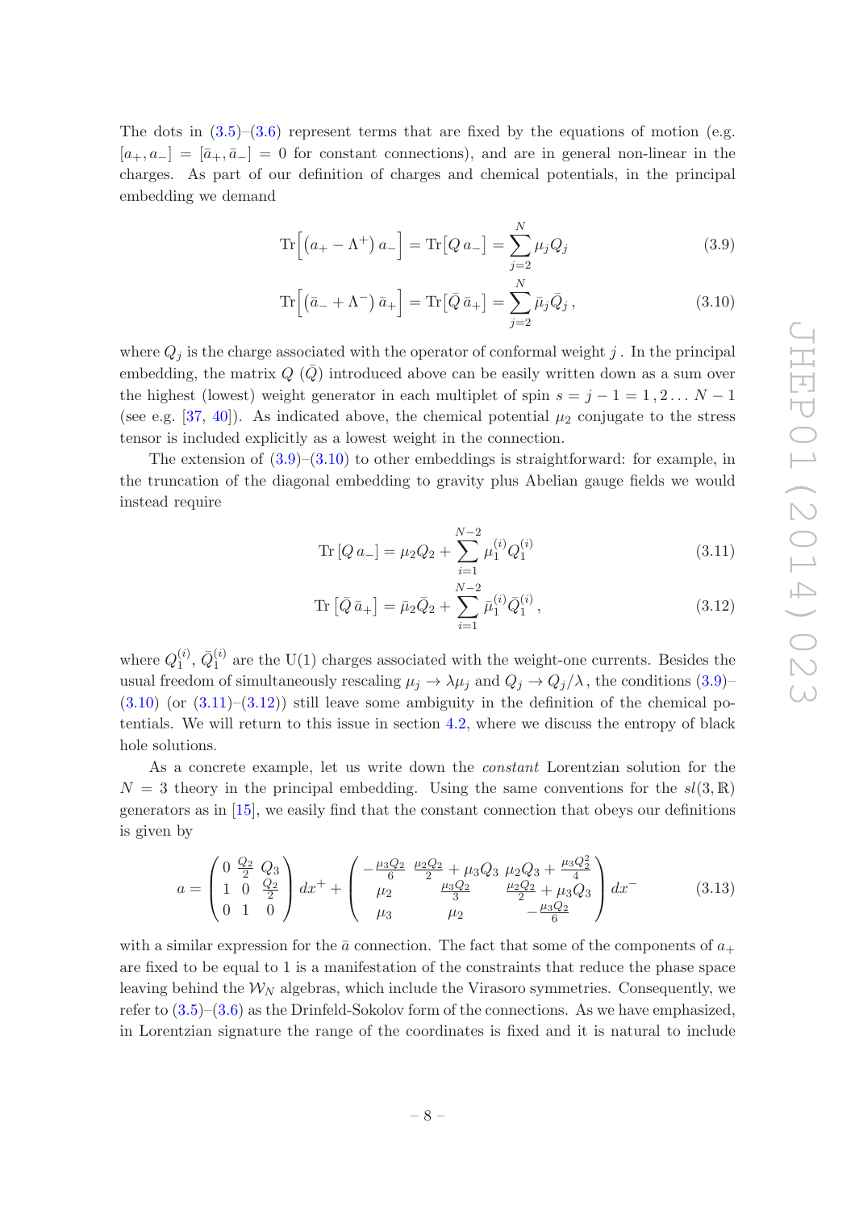The dots in (3.5)–(3.6) represent terms that are fixed by the equations of motion (e.g. $[a_+, a_-] = [\bar{a}_+, \bar{a}_-] = 0$ for constant connections), and are in general non-linear in the charges. As part of our definition of charges and chemical potentials, in the principal embedding we demand

$$\mathrm{Tr}\Big[\big(a_+ - \Lambda^+\big)\, a_-\Big] = \mathrm{Tr}\big[Q\, a_-\big] = \sum_{j=2}^{N} \mu_j Q_j \tag{3.9}$$

$$\mathrm{Tr}\Big[\big(\bar{a}_- + \Lambda^-\big)\, \bar{a}_+\Big] = \mathrm{Tr}\big[\bar{Q}\, \bar{a}_+\big] = \sum_{j=2}^{N} \bar{\mu}_j \bar{Q}_j \,, \tag{3.10}$$

where $Q_j$ is the charge associated with the operator of conformal weight $j$ . In the principal embedding, the matrix $Q$ ($\bar{Q}$) introduced above can be easily written down as a sum over the highest (lowest) weight generator in each multiplet of spin $s = j-1 = 1\,, 2 \ldots N-1$ (see e.g. [37, 40]). As indicated above, the chemical potential $\mu_2$ conjugate to the stress tensor is included explicitly as a lowest weight in the connection.

The extension of (3.9)–(3.10) to other embeddings is straightforward: for example, in the truncation of the diagonal embedding to gravity plus Abelian gauge fields we would instead require

$$\mathrm{Tr}\left[Q\, a_-\right] = \mu_2 Q_2 + \sum_{i=1}^{N-2} \mu_1^{(i)} Q_1^{(i)} \tag{3.11}$$

$$\mathrm{Tr}\left[\bar{Q}\, \bar{a}_+\right] = \bar{\mu}_2 \bar{Q}_2 + \sum_{i=1}^{N-2} \bar{\mu}_1^{(i)} \bar{Q}_1^{(i)} \,, \tag{3.12}$$

where $Q_1^{(i)}$, $\bar{Q}_1^{(i)}$ are the U(1) charges associated with the weight-one currents. Besides the usual freedom of simultaneously rescaling $\mu_j \to \lambda \mu_j$ and $Q_j \to Q_j/\lambda$, the conditions (3.9)–(3.10) (or (3.11)–(3.12)) still leave some ambiguity in the definition of the chemical potentials. We will return to this issue in section 4.2, where we discuss the entropy of black hole solutions.

As a concrete example, let us write down the *constant* Lorentzian solution for the $N = 3$ theory in the principal embedding. Using the same conventions for the $sl(3, \mathbb{R})$ generators as in [15], we easily find that the constant connection that obeys our definitions is given by

$$a = \begin{pmatrix} 0 & \frac{Q_2}{2} & Q_3 \\ 1 & 0 & \frac{Q_2}{2} \\ 0 & 1 & 0 \end{pmatrix} dx^+ + \begin{pmatrix} -\frac{\mu_3 Q_2}{6} & \frac{\mu_2 Q_2}{2} + \mu_3 Q_3 & \mu_2 Q_3 + \frac{\mu_3 Q_2^2}{4} \\ \mu_2 & \frac{\mu_3 Q_2}{3} & \frac{\mu_2 Q_2}{2} + \mu_3 Q_3 \\ \mu_3 & \mu_2 & -\frac{\mu_3 Q_2}{6} \end{pmatrix} dx^- \tag{3.13}$$

with a similar expression for the $\bar{a}$ connection. The fact that some of the components of $a_+$ are fixed to be equal to 1 is a manifestation of the constraints that reduce the phase space leaving behind the $\mathcal{W}_N$ algebras, which include the Virasoro symmetries. Consequently, we refer to (3.5)–(3.6) as the Drinfeld-Sokolov form of the connections. As we have emphasized, in Lorentzian signature the range of the coordinates is fixed and it is natural to include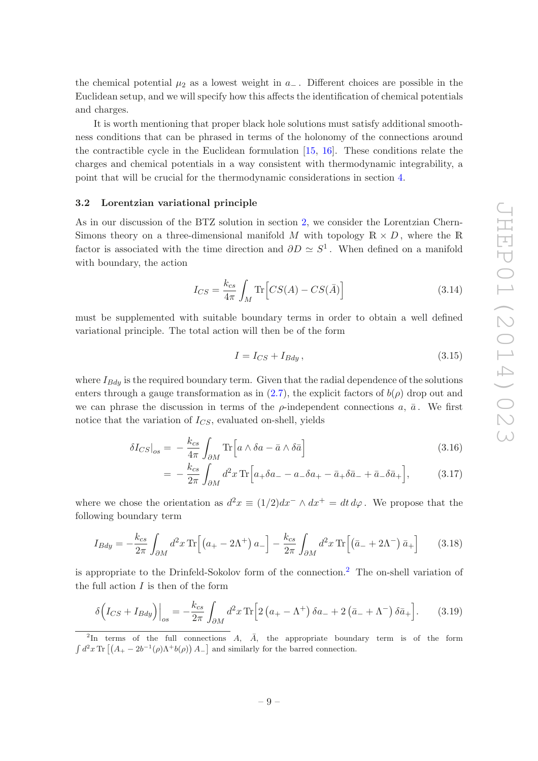the chemical potential $\mu_2$ as a lowest weight in $a_-$. Different choices are possible in the Euclidean setup, and we will specify how this affects the identification of chemical potentials and charges.

It is worth mentioning that proper black hole solutions must satisfy additional smoothness conditions that can be phrased in terms of the holonomy of the connections around the contractible cycle in the Euclidean formulation [15, 16]. These conditions relate the charges and chemical potentials in a way consistent with thermodynamic integrability, a point that will be crucial for the thermodynamic considerations in section 4.

### 3.2 Lorentzian variational principle

As in our discussion of the BTZ solution in section 2, we consider the Lorentzian Chern-Simons theory on a three-dimensional manifold $M$ with topology $\mathbb{R} \times D$, where the $\mathbb{R}$ factor is associated with the time direction and $\partial D \simeq S^1$. When defined on a manifold with boundary, the action

$$I_{CS} = \frac{k_{cs}}{4\pi} \int_M \mathrm{Tr}\Big[ CS(A) - CS(\bar{A}) \Big] \tag{3.14}$$

must be supplemented with suitable boundary terms in order to obtain a well defined variational principle. The total action will then be of the form

$$I = I_{CS} + I_{Bdy} \, , \tag{3.15}$$

where $I_{Bdy}$ is the required boundary term. Given that the radial dependence of the solutions enters through a gauge transformation as in (2.7), the explicit factors of $b(\rho)$ drop out and we can phrase the discussion in terms of the $\rho$-independent connections $a$, $\bar{a}$. We first notice that the variation of $I_{CS}$, evaluated on-shell, yields

$$\begin{aligned} \delta I_{CS}\big|_{os} &= -\frac{k_{cs}}{4\pi} \int_{\partial M} \mathrm{Tr}\Big[ a \wedge \delta a - \bar{a} \wedge \delta \bar{a} \Big] & (3.16) \\ &= -\frac{k_{cs}}{2\pi} \int_{\partial M} d^2x \, \mathrm{Tr}\Big[ a_+ \delta a_- - a_- \delta a_+ - \bar{a}_+ \delta \bar{a}_- + \bar{a}_- \delta \bar{a}_+ \Big], & (3.17) \end{aligned}$$

where we chose the orientation as $d^2x \equiv (1/2) dx^- \wedge dx^+ = dt \, d\varphi$. We propose that the following boundary term

$$I_{Bdy} = -\frac{k_{cs}}{2\pi} \int_{\partial M} d^2x \, \mathrm{Tr}\Big[ \left( a_+ - 2\Lambda^+ \right) a_- \Big] - \frac{k_{cs}}{2\pi} \int_{\partial M} d^2x \, \mathrm{Tr}\Big[ \left( \bar{a}_- + 2\Lambda^- \right) \bar{a}_+ \Big] \tag{3.18}$$

is appropriate to the Drinfeld-Sokolov form of the connection.[2] The on-shell variation of the full action $I$ is then of the form

$$\delta\Big( I_{CS} + I_{Bdy} \Big)\Big|_{os} = -\frac{k_{cs}}{2\pi} \int_{\partial M} d^2x \, \mathrm{Tr}\Big[ 2\left( a_+ - \Lambda^+ \right) \delta a_- + 2\left( \bar{a}_- + \Lambda^- \right) \delta \bar{a}_+ \Big]. \tag{3.19}$$

---

[2] In terms of the full connections $A$, $\bar{A}$, the appropriate boundary term is of the form $\int d^2x \, \mathrm{Tr}\left[ \left( A_+ - 2b^{-1}(\rho) \Lambda^+ b(\rho) \right) A_- \right]$ and similarly for the barred connection.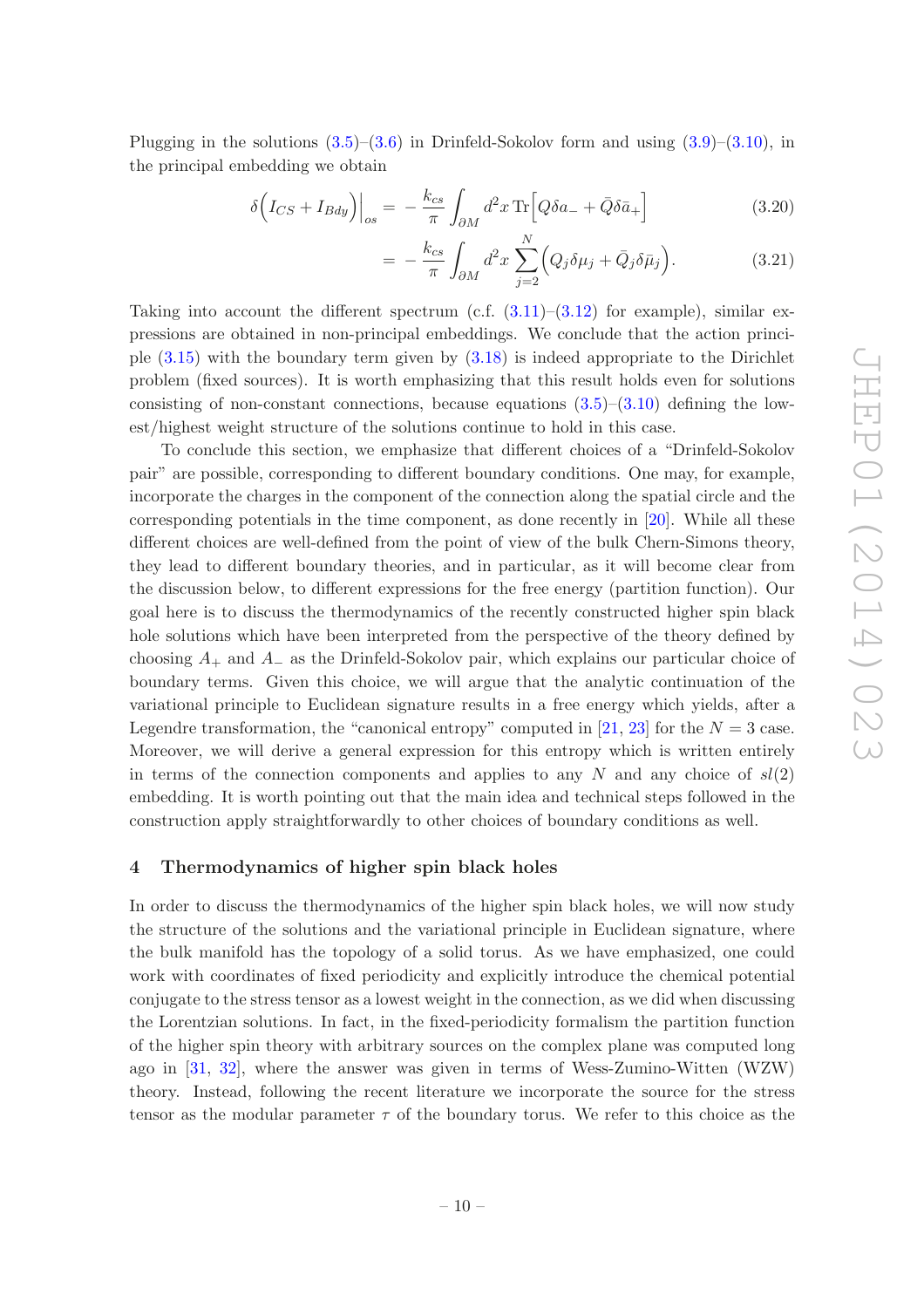Plugging in the solutions (3.5)–(3.6) in Drinfeld-Sokolov form and using (3.9)–(3.10), in the principal embedding we obtain

$$\delta\Big(I_{CS} + I_{Bdy}\Big)\Big|_{os} = -\frac{k_{cs}}{\pi}\int_{\partial M} d^2x\, \mathrm{Tr}\Big[Q\delta a_- + \bar{Q}\delta \bar{a}_+\Big] \tag{3.20}$$

$$= -\frac{k_{cs}}{\pi}\int_{\partial M} d^2x \sum_{j=2}^{N}\Big(Q_j\delta\mu_j + \bar{Q}_j\delta\bar{\mu}_j\Big). \tag{3.21}$$

Taking into account the different spectrum (c.f. (3.11)–(3.12) for example), similar expressions are obtained in non-principal embeddings. We conclude that the action principle (3.15) with the boundary term given by (3.18) is indeed appropriate to the Dirichlet problem (fixed sources). It is worth emphasizing that this result holds even for solutions consisting of non-constant connections, because equations (3.5)–(3.10) defining the lowest/highest weight structure of the solutions continue to hold in this case.

To conclude this section, we emphasize that different choices of a "Drinfeld-Sokolov pair" are possible, corresponding to different boundary conditions. One may, for example, incorporate the charges in the component of the connection along the spatial circle and the corresponding potentials in the time component, as done recently in [20]. While all these different choices are well-defined from the point of view of the bulk Chern-Simons theory, they lead to different boundary theories, and in particular, as it will become clear from the discussion below, to different expressions for the free energy (partition function). Our goal here is to discuss the thermodynamics of the recently constructed higher spin black hole solutions which have been interpreted from the perspective of the theory defined by choosing $A_+$ and $A_-$ as the Drinfeld-Sokolov pair, which explains our particular choice of boundary terms. Given this choice, we will argue that the analytic continuation of the variational principle to Euclidean signature results in a free energy which yields, after a Legendre transformation, the "canonical entropy" computed in [21, 23] for the $N = 3$ case. Moreover, we will derive a general expression for this entropy which is written entirely in terms of the connection components and applies to any $N$ and any choice of $sl(2)$ embedding. It is worth pointing out that the main idea and technical steps followed in the construction apply straightforwardly to other choices of boundary conditions as well.

## 4 Thermodynamics of higher spin black holes

In order to discuss the thermodynamics of the higher spin black holes, we will now study the structure of the solutions and the variational principle in Euclidean signature, where the bulk manifold has the topology of a solid torus. As we have emphasized, one could work with coordinates of fixed periodicity and explicitly introduce the chemical potential conjugate to the stress tensor as a lowest weight in the connection, as we did when discussing the Lorentzian solutions. In fact, in the fixed-periodicity formalism the partition function of the higher spin theory with arbitrary sources on the complex plane was computed long ago in [31, 32], where the answer was given in terms of Wess-Zumino-Witten (WZW) theory. Instead, following the recent literature we incorporate the source for the stress tensor as the modular parameter $\tau$ of the boundary torus. We refer to this choice as the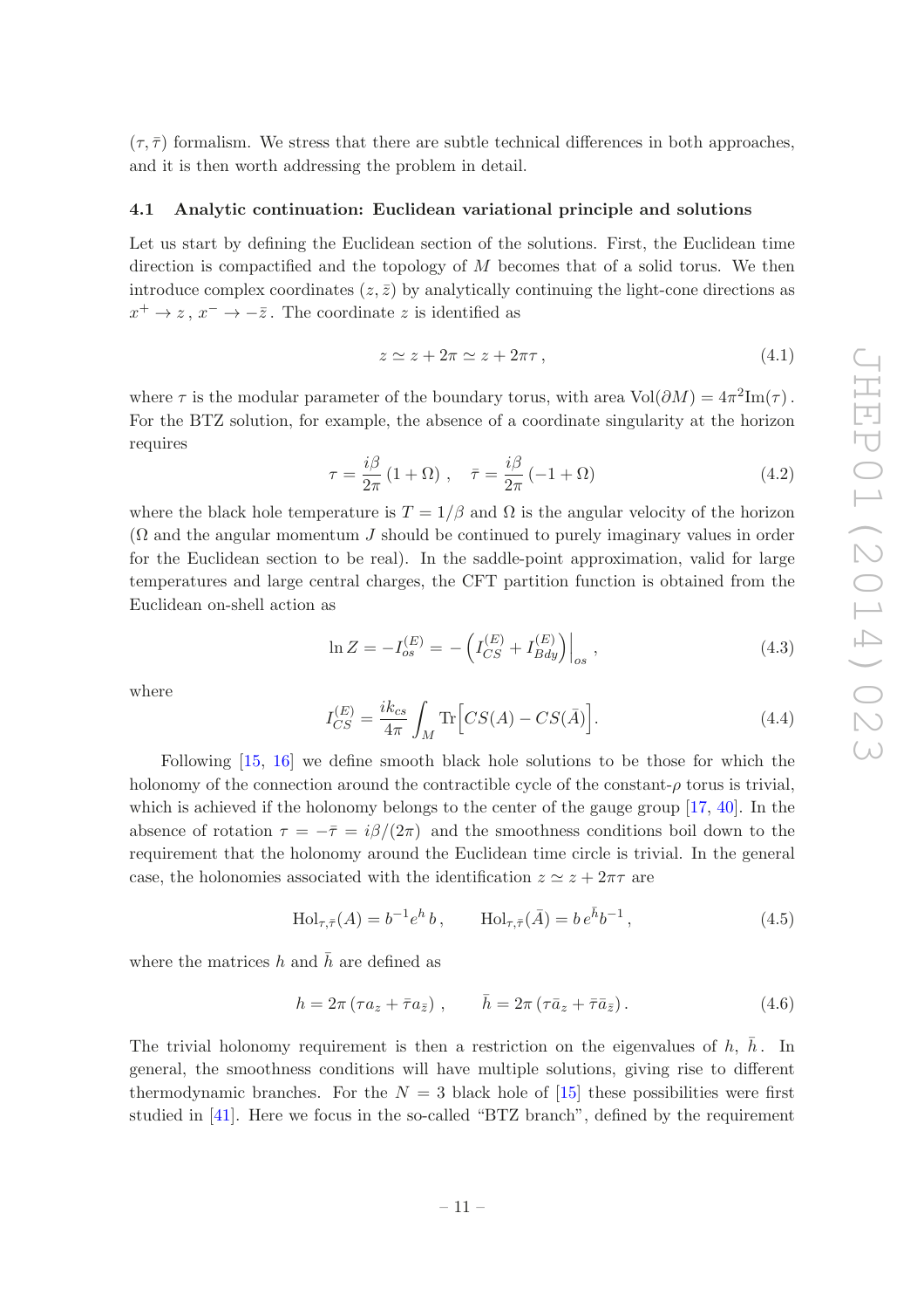$(\tau, \bar{\tau})$ formalism. We stress that there are subtle technical differences in both approaches, and it is then worth addressing the problem in detail.

### 4.1 Analytic continuation: Euclidean variational principle and solutions

Let us start by defining the Euclidean section of the solutions. First, the Euclidean time direction is compactified and the topology of $M$ becomes that of a solid torus. We then introduce complex coordinates $(z, \bar{z})$ by analytically continuing the light-cone directions as $x^+ \to z$, $x^- \to -\bar{z}$. The coordinate $z$ is identified as

$$z \simeq z + 2\pi \simeq z + 2\pi\tau\,, \tag{4.1}$$

where $\tau$ is the modular parameter of the boundary torus, with area $\mathrm{Vol}(\partial M) = 4\pi^2 \mathrm{Im}(\tau)$. For the BTZ solution, for example, the absence of a coordinate singularity at the horizon requires

$$\tau = \frac{i\beta}{2\pi}\left(1 + \Omega\right)\,, \quad \bar{\tau} = \frac{i\beta}{2\pi}\left(-1 + \Omega\right) \tag{4.2}$$

where the black hole temperature is $T = 1/\beta$ and $\Omega$ is the angular velocity of the horizon ($\Omega$ and the angular momentum $J$ should be continued to purely imaginary values in order for the Euclidean section to be real). In the saddle-point approximation, valid for large temperatures and large central charges, the CFT partition function is obtained from the Euclidean on-shell action as

$$\ln Z = -I^{(E)}_{os} = -\left(I^{(E)}_{CS} + I^{(E)}_{Bdy}\right)\Big|_{os}\,, \tag{4.3}$$

where

$$I^{(E)}_{CS} = \frac{ik_{cs}}{4\pi}\int_M \mathrm{Tr}\Big[CS(A) - CS(\bar{A})\Big]. \tag{4.4}$$

Following [15, 16] we define smooth black hole solutions to be those for which the holonomy of the connection around the contractible cycle of the constant-$\rho$ torus is trivial, which is achieved if the holonomy belongs to the center of the gauge group [17, 40]. In the absence of rotation $\tau = -\bar{\tau} = i\beta/(2\pi)$ and the smoothness conditions boil down to the requirement that the holonomy around the Euclidean time circle is trivial. In the general case, the holonomies associated with the identification $z \simeq z + 2\pi\tau$ are

$$\mathrm{Hol}_{\tau,\bar{\tau}}(A) = b^{-1}e^{h}\,b\,, \qquad \mathrm{Hol}_{\tau,\bar{\tau}}(\bar{A}) = b\,e^{\bar{h}}b^{-1}\,, \tag{4.5}$$

where the matrices $h$ and $\bar{h}$ are defined as

$$h = 2\pi\left(\tau a_z + \bar{\tau} a_{\bar{z}}\right)\,, \qquad \bar{h} = 2\pi\left(\tau \bar{a}_z + \bar{\tau}\bar{a}_{\bar{z}}\right). \tag{4.6}$$

The trivial holonomy requirement is then a restriction on the eigenvalues of $h$, $\bar{h}$. In general, the smoothness conditions will have multiple solutions, giving rise to different thermodynamic branches. For the $N = 3$ black hole of [15] these possibilities were first studied in [41]. Here we focus in the so-called "BTZ branch", defined by the requirement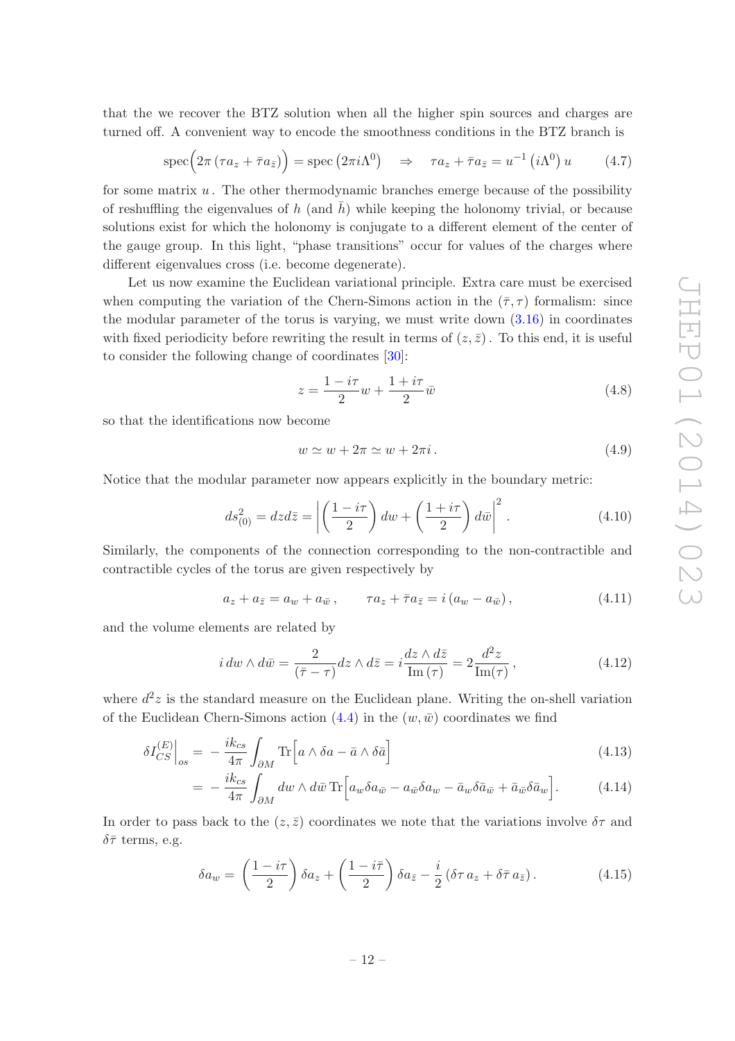that the we recover the BTZ solution when all the higher spin sources and charges are turned off. A convenient way to encode the smoothness conditions in the BTZ branch is

$$\mathrm{spec}\Big(2\pi\left(\tau a_z + \bar{\tau} a_{\bar{z}}\right)\Big) = \mathrm{spec}\left(2\pi i \Lambda^0\right) \quad \Rightarrow \quad \tau a_z + \bar{\tau} a_{\bar{z}} = u^{-1}\left(i\Lambda^0\right) u \tag{4.7}$$

for some matrix $u$. The other thermodynamic branches emerge because of the possibility of reshuffling the eigenvalues of $h$ (and $\bar{h}$) while keeping the holonomy trivial, or because solutions exist for which the holonomy is conjugate to a different element of the center of the gauge group. In this light, "phase transitions" occur for values of the charges where different eigenvalues cross (i.e. become degenerate).

Let us now examine the Euclidean variational principle. Extra care must be exercised when computing the variation of the Chern-Simons action in the $(\bar{\tau}, \tau)$ formalism: since the modular parameter of the torus is varying, we must write down (3.16) in coordinates with fixed periodicity before rewriting the result in terms of $(z, \bar{z})$. To this end, it is useful to consider the following change of coordinates [30]:

$$z = \frac{1 - i\tau}{2} w + \frac{1 + i\tau}{2} \bar{w} \tag{4.8}$$

so that the identifications now become

$$w \simeq w + 2\pi \simeq w + 2\pi i\,. \tag{4.9}$$

Notice that the modular parameter now appears explicitly in the boundary metric:

$$ds^2_{(0)} = dz d\bar{z} = \left|\left(\frac{1 - i\tau}{2}\right) dw + \left(\frac{1 + i\tau}{2}\right) d\bar{w}\right|^2 . \tag{4.10}$$

Similarly, the components of the connection corresponding to the non-contractible and contractible cycles of the torus are given respectively by

$$a_z + a_{\bar{z}} = a_w + a_{\bar{w}}\,, \qquad \tau a_z + \bar{\tau} a_{\bar{z}} = i\left(a_w - a_{\bar{w}}\right), \tag{4.11}$$

and the volume elements are related by

$$i\, dw \wedge d\bar{w} = \frac{2}{(\bar{\tau} - \tau)} dz \wedge d\bar{z} = i \frac{dz \wedge d\bar{z}}{\mathrm{Im}\,(\tau)} = 2 \frac{d^2 z}{\mathrm{Im}(\tau)}\,, \tag{4.12}$$

where $d^2 z$ is the standard measure on the Euclidean plane. Writing the on-shell variation of the Euclidean Chern-Simons action (4.4) in the $(w, \bar{w})$ coordinates we find

$$\begin{aligned}
\delta I^{(E)}_{CS}\Big|_{os} &= -\frac{i k_{cs}}{4\pi} \int_{\partial M} \mathrm{Tr}\Big[a \wedge \delta a - \bar{a} \wedge \delta \bar{a}\Big] &(4.13)\\
&= -\frac{i k_{cs}}{4\pi} \int_{\partial M} dw \wedge d\bar{w}\, \mathrm{Tr}\Big[a_w \delta a_{\bar{w}} - a_{\bar{w}} \delta a_w - \bar{a}_w \delta \bar{a}_{\bar{w}} + \bar{a}_{\bar{w}} \delta \bar{a}_w\Big]. &(4.14)
\end{aligned}$$

In order to pass back to the $(z, \bar{z})$ coordinates we note that the variations involve $\delta\tau$ and $\delta\bar{\tau}$ terms, e.g.

$$\delta a_w = \left(\frac{1 - i\tau}{2}\right) \delta a_z + \left(\frac{1 - i\bar{\tau}}{2}\right) \delta a_{\bar{z}} - \frac{i}{2}\left(\delta\tau\, a_z + \delta\bar{\tau}\, a_{\bar{z}}\right). \tag{4.15}$$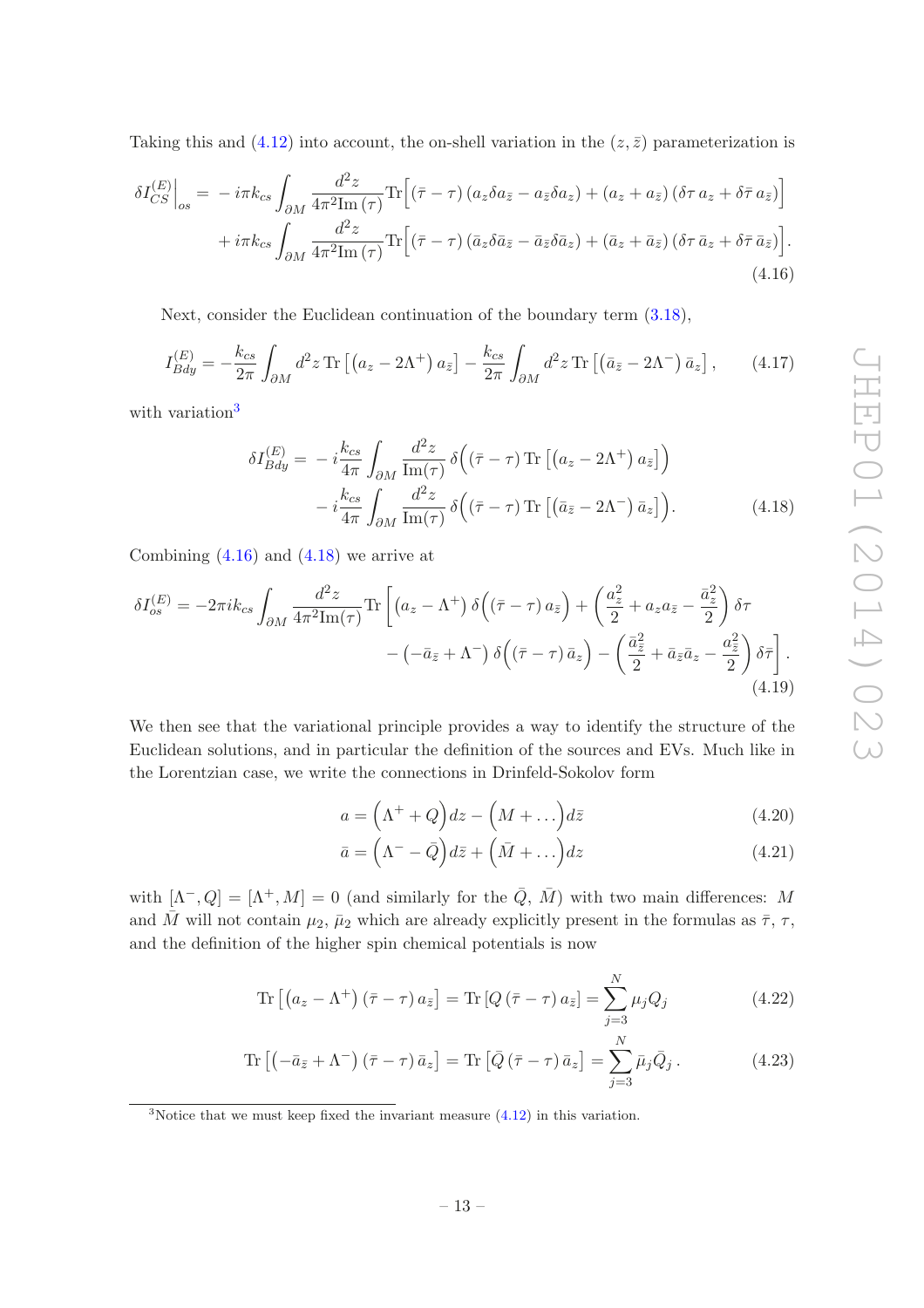Taking this and (4.12) into account, the on-shell variation in the $(z, \bar{z})$ parameterization is

$$
\begin{aligned}
\delta I_{CS}^{(E)}\Big|_{os} =& -i\pi k_{cs} \int_{\partial M} \frac{d^2z}{4\pi^2 \mathrm{Im}\,(\tau)} \mathrm{Tr}\Big[\left(\bar{\tau}-\tau\right)\left(a_z \delta a_{\bar{z}} - a_{\bar{z}}\delta a_z\right) + \left(a_z + a_{\bar{z}}\right)\left(\delta\tau\, a_z + \delta\bar{\tau}\, a_{\bar{z}}\right)\Big] \\
&+ i\pi k_{cs} \int_{\partial M} \frac{d^2z}{4\pi^2 \mathrm{Im}\,(\tau)} \mathrm{Tr}\Big[\left(\bar{\tau}-\tau\right)\left(\bar{a}_z \delta \bar{a}_{\bar{z}} - \bar{a}_{\bar{z}}\delta \bar{a}_z\right) + \left(\bar{a}_z + \bar{a}_{\bar{z}}\right)\left(\delta\tau\, \bar{a}_z + \delta\bar{\tau}\, \bar{a}_{\bar{z}}\right)\Big].
\end{aligned}
\tag{4.16}
$$

Next, consider the Euclidean continuation of the boundary term (3.18),

$$
I_{Bdy}^{(E)} = -\frac{k_{cs}}{2\pi}\int_{\partial M} d^2z\, \mathrm{Tr}\left[\left(a_z - 2\Lambda^+\right)a_{\bar{z}}\right] - \frac{k_{cs}}{2\pi}\int_{\partial M} d^2z\, \mathrm{Tr}\left[\left(\bar{a}_{\bar{z}} - 2\Lambda^-\right)\bar{a}_z\right], \tag{4.17}
$$

with variation[3]

$$
\begin{aligned}
\delta I_{Bdy}^{(E)} =& -i\frac{k_{cs}}{4\pi}\int_{\partial M} \frac{d^2z}{\mathrm{Im}(\tau)}\, \delta\Big(\left(\bar{\tau}-\tau\right)\mathrm{Tr}\left[\left(a_z - 2\Lambda^+\right)a_{\bar{z}}\right]\Big) \\
&- i\frac{k_{cs}}{4\pi}\int_{\partial M} \frac{d^2z}{\mathrm{Im}(\tau)}\, \delta\Big(\left(\bar{\tau}-\tau\right)\mathrm{Tr}\left[\left(\bar{a}_{\bar{z}} - 2\Lambda^-\right)\bar{a}_z\right]\Big).
\end{aligned}
\tag{4.18}
$$

Combining (4.16) and (4.18) we arrive at

$$
\begin{aligned}
\delta I_{os}^{(E)} = -2\pi i k_{cs}\int_{\partial M} \frac{d^2z}{4\pi^2 \mathrm{Im}(\tau)} \mathrm{Tr}\Bigg[&\left(a_z - \Lambda^+\right)\delta\Big(\left(\bar{\tau}-\tau\right)a_{\bar{z}}\Big) + \left(\frac{a_{\bar{z}}^2}{2} + a_z a_{\bar{z}} - \frac{\bar{a}_{\bar{z}}^2}{2}\right)\delta\tau \\
&- \left(-\bar{a}_{\bar{z}} + \Lambda^-\right)\delta\Big(\left(\bar{\tau}-\tau\right)\bar{a}_z\Big) - \left(\frac{\bar{a}_{\bar{z}}^2}{2} + \bar{a}_{\bar{z}}\bar{a}_z - \frac{a_{\bar{z}}^2}{2}\right)\delta\bar{\tau}\Bigg].
\end{aligned}
\tag{4.19}
$$

We then see that the variational principle provides a way to identify the structure of the Euclidean solutions, and in particular the definition of the sources and EVs. Much like in the Lorentzian case, we write the connections in Drinfeld-Sokolov form

$$
a = \Big(\Lambda^+ + Q\Big)dz - \Big(M + \ldots\Big)d\bar{z} \tag{4.20}
$$

$$
\bar{a} = \Big(\Lambda^- - \bar{Q}\Big)d\bar{z} + \Big(\bar{M} + \ldots\Big)dz \tag{4.21}
$$

with $[\Lambda^-, Q] = [\Lambda^+, M] = 0$ (and similarly for the $\bar{Q}$, $\bar{M}$) with two main differences: $M$ and $\bar{M}$ will not contain $\mu_2$, $\bar{\mu}_2$ which are already explicitly present in the formulas as $\bar{\tau}$, $\tau$, and the definition of the higher spin chemical potentials is now

$$
\mathrm{Tr}\left[\left(a_z - \Lambda^+\right)\left(\bar{\tau}-\tau\right)a_{\bar{z}}\right] = \mathrm{Tr}\left[Q\left(\bar{\tau}-\tau\right)a_{\bar{z}}\right] = \sum_{j=3}^{N}\mu_j Q_j \tag{4.22}
$$

$$
\mathrm{Tr}\left[\left(-\bar{a}_{\bar{z}} + \Lambda^-\right)\left(\bar{\tau}-\tau\right)\bar{a}_z\right] = \mathrm{Tr}\left[\bar{Q}\left(\bar{\tau}-\tau\right)\bar{a}_z\right] = \sum_{j=3}^{N}\bar{\mu}_j \bar{Q}_j\,. \tag{4.23}
$$

---

[3] Notice that we must keep fixed the invariant measure (4.12) in this variation.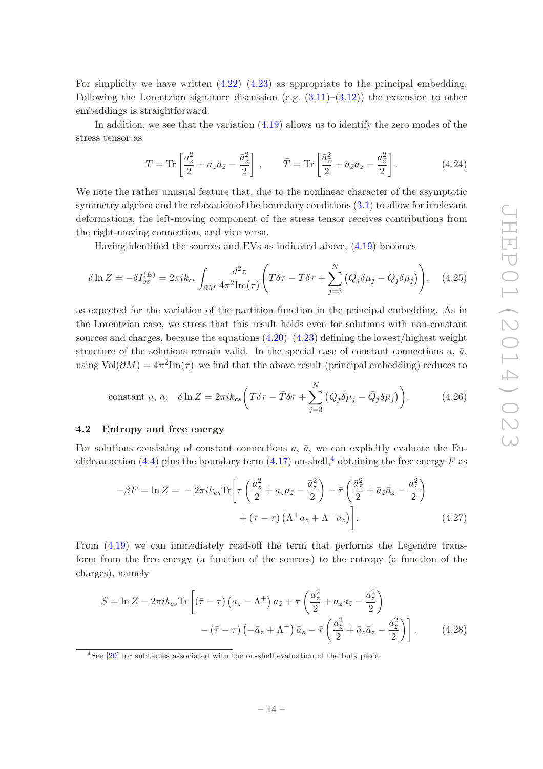For simplicity we have written (4.22)–(4.23) as appropriate to the principal embedding. Following the Lorentzian signature discussion (e.g. (3.11)–(3.12)) the extension to other embeddings is straightforward.

In addition, we see that the variation (4.19) allows us to identify the zero modes of the stress tensor as

$$T = \mathrm{Tr}\left[\frac{a_z^2}{2} + a_z a_{\bar{z}} - \frac{\bar{a}_z^2}{2}\right] , \qquad \bar{T} = \mathrm{Tr}\left[\frac{\bar{a}_{\bar{z}}^2}{2} + \bar{a}_{\bar{z}}\bar{a}_z - \frac{a_{\bar{z}}^2}{2}\right] . \tag{4.24}$$

We note the rather unusual feature that, due to the nonlinear character of the asymptotic symmetry algebra and the relaxation of the boundary conditions (3.1) to allow for irrelevant deformations, the left-moving component of the stress tensor receives contributions from the right-moving connection, and vice versa.

Having identified the sources and EVs as indicated above, (4.19) becomes

$$\delta \ln Z = -\delta I_{os}^{(E)} = 2\pi i k_{cs} \int_{\partial M} \frac{d^2 z}{4\pi^2 \mathrm{Im}(\tau)} \left( T\delta\tau - \bar{T}\delta\bar{\tau} + \sum_{j=3}^{N} \left(Q_j \delta\mu_j - \bar{Q}_j \delta\bar{\mu}_j\right) \right), \tag{4.25}$$

as expected for the variation of the partition function in the principal embedding. As in the Lorentzian case, we stress that this result holds even for solutions with non-constant sources and charges, because the equations (4.20)–(4.23) defining the lowest/highest weight structure of the solutions remain valid. In the special case of constant connections $a$, $\bar{a}$, using $\mathrm{Vol}(\partial M) = 4\pi^2 \mathrm{Im}(\tau)$ we find that the above result (principal embedding) reduces to

$$\text{constant } a,\, \bar{a}: \quad \delta \ln Z = 2\pi i k_{cs} \left( T\delta\tau - \bar{T}\delta\bar{\tau} + \sum_{j=3}^{N} \left(Q_j \delta\mu_j - \bar{Q}_j \delta\bar{\mu}_j\right) \right). \tag{4.26}$$

## 4.2 Entropy and free energy

For solutions consisting of constant connections $a$, $\bar{a}$, we can explicitly evaluate the Euclidean action (4.4) plus the boundary term (4.17) on-shell,[4] obtaining the free energy $F$ as

$$\begin{aligned} -\beta F = \ln Z = -2\pi i k_{cs} \mathrm{Tr}\bigg[ &\tau \left( \frac{a_z^2}{2} + a_z a_{\bar{z}} - \frac{\bar{a}_z^2}{2} \right) - \bar{\tau} \left( \frac{\bar{a}_{\bar{z}}^2}{2} + \bar{a}_{\bar{z}} \bar{a}_z - \frac{a_{\bar{z}}^2}{2} \right) \\ &+ (\bar{\tau} - \tau) \left( \Lambda^+ a_{\bar{z}} + \Lambda^- \bar{a}_z \right) \bigg] . \end{aligned} \tag{4.27}$$

From (4.19) we can immediately read-off the term that performs the Legendre transform from the free energy (a function of the sources) to the entropy (a function of the charges), namely

$$\begin{aligned} S = \ln Z - 2\pi i k_{cs} \mathrm{Tr}\bigg[ &(\bar{\tau} - \tau)\left(a_z - \Lambda^+\right) a_{\bar{z}} + \tau \left( \frac{a_z^2}{2} + a_z a_{\bar{z}} - \frac{\bar{a}_z^2}{2} \right) \\ &- (\bar{\tau} - \tau)\left(-\bar{a}_{\bar{z}} + \Lambda^-\right) \bar{a}_z - \bar{\tau} \left( \frac{\bar{a}_{\bar{z}}^2}{2} + \bar{a}_{\bar{z}} \bar{a}_z - \frac{a_{\bar{z}}^2}{2} \right) \bigg] . \end{aligned} \tag{4.28}$$

[4] See [20] for subtleties associated with the on-shell evaluation of the bulk piece.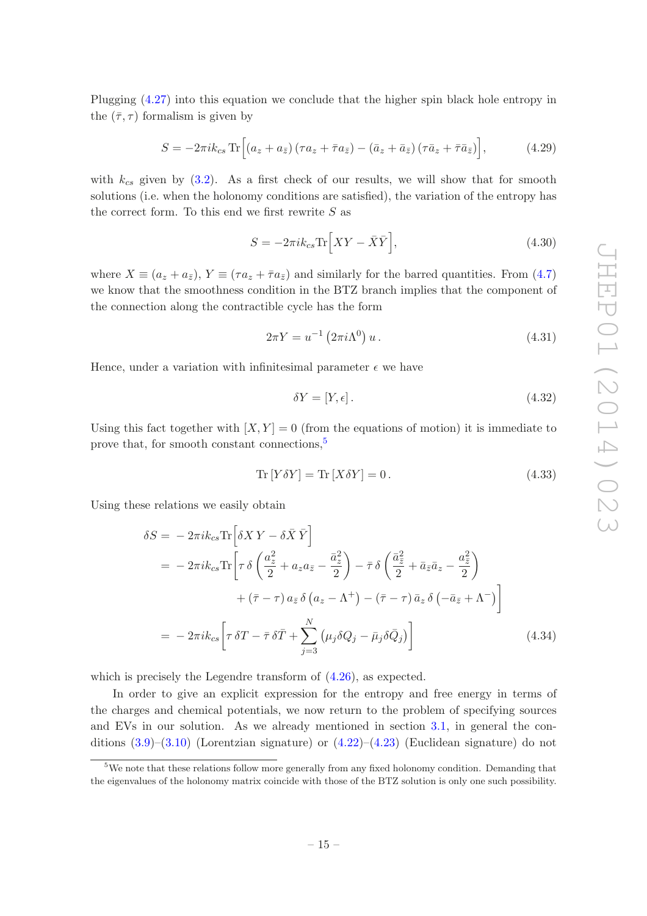Plugging (4.27) into this equation we conclude that the higher spin black hole entropy in the $(\bar{\tau}, \tau)$ formalism is given by

$$S = -2\pi i k_{cs} \,\mathrm{Tr}\Big[\left(a_z + a_{\bar{z}}\right)\left(\tau a_z + \bar{\tau} a_{\bar{z}}\right) - \left(\bar{a}_z + \bar{a}_{\bar{z}}\right)\left(\tau \bar{a}_z + \bar{\tau} \bar{a}_{\bar{z}}\right)\Big], \tag{4.29}$$

with $k_{cs}$ given by (3.2). As a first check of our results, we will show that for smooth solutions (i.e. when the holonomy conditions are satisfied), the variation of the entropy has the correct form. To this end we first rewrite $S$ as

$$S = -2\pi i k_{cs} \mathrm{Tr}\Big[XY - \bar{X}\bar{Y}\Big], \tag{4.30}$$

where $X \equiv (a_z + a_{\bar{z}})$, $Y \equiv (\tau a_z + \bar{\tau} a_{\bar{z}})$ and similarly for the barred quantities. From (4.7) we know that the smoothness condition in the BTZ branch implies that the component of the connection along the contractible cycle has the form

$$2\pi Y = u^{-1}\left(2\pi i \Lambda^0\right) u\,. \tag{4.31}$$

Hence, under a variation with infinitesimal parameter $\epsilon$ we have

$$\delta Y = [Y, \epsilon]\,. \tag{4.32}$$

Using this fact together with $[X, Y] = 0$ (from the equations of motion) it is immediate to prove that, for smooth constant connections,[5]

$$\mathrm{Tr}\,[Y \delta Y] = \mathrm{Tr}\,[X \delta Y] = 0\,. \tag{4.33}$$

Using these relations we easily obtain

$$\begin{aligned}
\delta S =& -2\pi i k_{cs} \mathrm{Tr}\Big[\delta X\, Y - \delta \bar{X}\, \bar{Y}\Big] \\
=& -2\pi i k_{cs} \mathrm{Tr}\bigg[\tau\, \delta\left(\frac{a_z^2}{2} + a_z a_{\bar{z}} - \frac{\bar{a}_{\bar{z}}^2}{2}\right) - \bar{\tau}\, \delta\left(\frac{\bar{a}_{\bar{z}}^2}{2} + \bar{a}_{\bar{z}} \bar{a}_z - \frac{a_{\bar{z}}^2}{2}\right) \\
& \qquad\qquad + \left(\bar{\tau} - \tau\right) a_{\bar{z}}\, \delta\left(a_z - \Lambda^+\right) - \left(\bar{\tau} - \tau\right) \bar{a}_z\, \delta\left(-\bar{a}_{\bar{z}} + \Lambda^-\right)\bigg] \\
=& -2\pi i k_{cs}\bigg[\tau\, \delta T - \bar{\tau}\, \delta \bar{T} + \sum_{j=3}^{N}\left(\mu_j \delta Q_j - \bar{\mu}_j \delta \bar{Q}_j\right)\bigg]
\end{aligned} \tag{4.34}$$

which is precisely the Legendre transform of (4.26), as expected.

In order to give an explicit expression for the entropy and free energy in terms of the charges and chemical potentials, we now return to the problem of specifying sources and EVs in our solution. As we already mentioned in section 3.1, in general the conditions (3.9)–(3.10) (Lorentzian signature) or (4.22)–(4.23) (Euclidean signature) do not

---

[5] We note that these relations follow more generally from any fixed holonomy condition. Demanding that the eigenvalues of the holonomy matrix coincide with those of the BTZ solution is only one such possibility.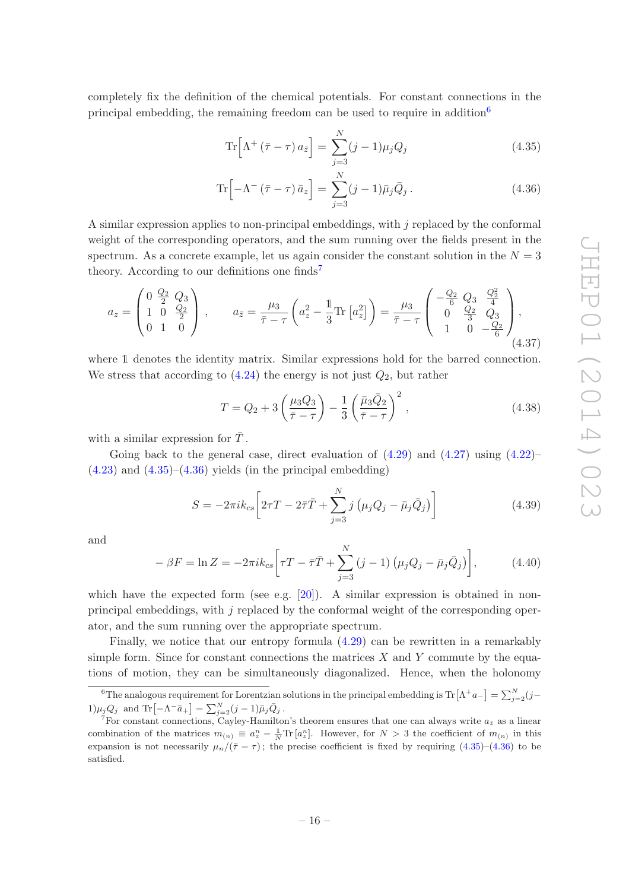completely fix the definition of the chemical potentials. For constant connections in the principal embedding, the remaining freedom can be used to require in addition[6]

$$\mathrm{Tr}\Big[\Lambda^{+}\left(\bar{\tau}-\tau\right)a_{\bar{z}}\Big] = \sum_{j=3}^{N}(j-1)\mu_j Q_j \tag{4.35}$$

$$\mathrm{Tr}\Big[-\Lambda^{-}\left(\bar{\tau}-\tau\right)\bar{a}_{z}\Big] = \sum_{j=3}^{N}(j-1)\bar{\mu}_j \bar{Q}_j\,. \tag{4.36}$$

A similar expression applies to non-principal embeddings, with $j$ replaced by the conformal weight of the corresponding operators, and the sum running over the fields present in the spectrum. As a concrete example, let us again consider the constant solution in the $N=3$ theory. According to our definitions one finds[7]

$$a_z = \begin{pmatrix} 0 & \frac{Q_2}{2} & Q_3 \\ 1 & 0 & \frac{Q_2}{2} \\ 0 & 1 & 0 \end{pmatrix}, \qquad a_{\bar{z}} = \frac{\mu_3}{\bar{\tau}-\tau}\left(a_z^2 - \frac{\mathbb{1}}{3}\mathrm{Tr}\left[a_z^2\right]\right) = \frac{\mu_3}{\bar{\tau}-\tau}\begin{pmatrix} -\frac{Q_2}{6} & Q_3 & \frac{Q_2^2}{4} \\ 0 & \frac{Q_2}{3} & Q_3 \\ 1 & 0 & -\frac{Q_2}{6} \end{pmatrix}, \tag{4.37}$$

where $\mathbb{1}$ denotes the identity matrix. Similar expressions hold for the barred connection. We stress that according to (4.24) the energy is not just $Q_2$, but rather

$$T = Q_2 + 3\left(\frac{\mu_3 Q_3}{\bar{\tau}-\tau}\right) - \frac{1}{3}\left(\frac{\bar{\mu}_3 \bar{Q}_2}{\bar{\tau}-\tau}\right)^2, \tag{4.38}$$

with a similar expression for $\bar{T}$.

Going back to the general case, direct evaluation of (4.29) and (4.27) using (4.22)–(4.23) and (4.35)–(4.36) yields (in the principal embedding)

$$S = -2\pi i k_{cs}\left[2\tau T - 2\bar{\tau}\bar{T} + \sum_{j=3}^{N} j\left(\mu_j Q_j - \bar{\mu}_j \bar{Q}_j\right)\right] \tag{4.39}$$

and

$$-\beta F = \ln Z = -2\pi i k_{cs}\left[\tau T - \bar{\tau}\bar{T} + \sum_{j=3}^{N}(j-1)\left(\mu_j Q_j - \bar{\mu}_j \bar{Q}_j\right)\right], \tag{4.40}$$

which have the expected form (see e.g. [20]). A similar expression is obtained in non-principal embeddings, with $j$ replaced by the conformal weight of the corresponding operator, and the sum running over the appropriate spectrum.

Finally, we notice that our entropy formula (4.29) can be rewritten in a remarkably simple form. Since for constant connections the matrices $X$ and $Y$ commute by the equations of motion, they can be simultaneously diagonalized. Hence, when the holonomy

---

[6] The analogous requirement for Lorentzian solutions in the principal embedding is $\mathrm{Tr}\big[\Lambda^{+}a_{-}\big] = \sum_{j=2}^{N}(j-1)\mu_j Q_j$ and $\mathrm{Tr}\big[-\Lambda^{-}\bar{a}_{+}\big] = \sum_{j=2}^{N}(j-1)\bar{\mu}_j\bar{Q}_j$.

[7] For constant connections, Cayley-Hamilton's theorem ensures that one can always write $a_{\bar{z}}$ as a linear combination of the matrices $m_{(n)} \equiv a_z^n - \frac{1}{N}\mathrm{Tr}\left[a_z^n\right]$. However, for $N>3$ the coefficient of $m_{(n)}$ in this expansion is not necessarily $\mu_n/(\bar{\tau}-\tau)$; the precise coefficient is fixed by requiring (4.35)–(4.36) to be satisfied.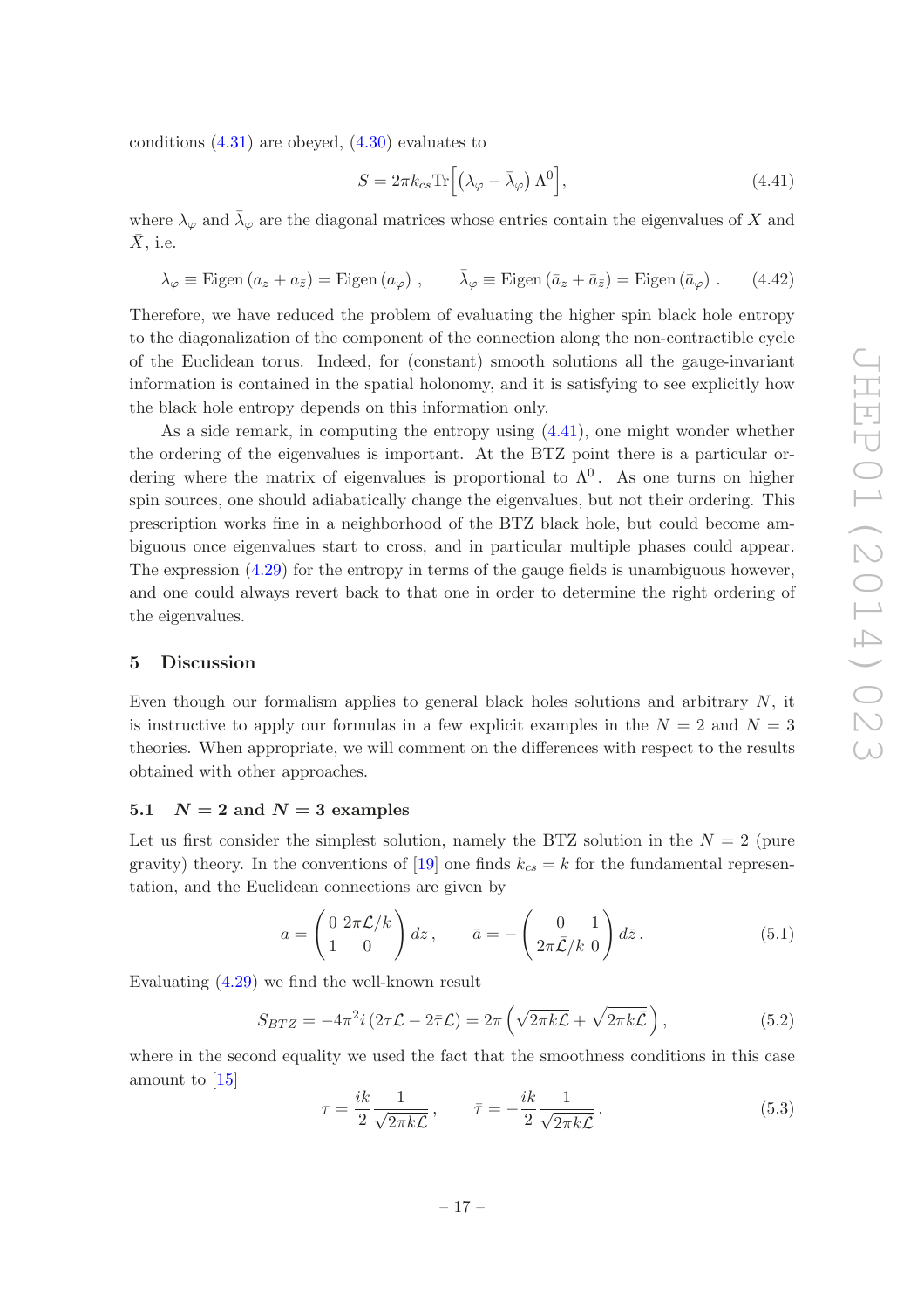conditions (4.31) are obeyed, (4.30) evaluates to

$$S = 2\pi k_{cs} \mathrm{Tr}\Big[\left(\lambda_\varphi - \bar{\lambda}_\varphi\right)\Lambda^0\Big], \tag{4.41}$$

where $\lambda_\varphi$ and $\bar{\lambda}_\varphi$ are the diagonal matrices whose entries contain the eigenvalues of $X$ and $\bar{X}$, i.e.

$$\lambda_\varphi \equiv \mathrm{Eigen}\left(a_z + a_{\bar{z}}\right) = \mathrm{Eigen}\left(a_\varphi\right), \qquad \bar{\lambda}_\varphi \equiv \mathrm{Eigen}\left(\bar{a}_z + \bar{a}_{\bar{z}}\right) = \mathrm{Eigen}\left(\bar{a}_\varphi\right). \tag{4.42}$$

Therefore, we have reduced the problem of evaluating the higher spin black hole entropy to the diagonalization of the component of the connection along the non-contractible cycle of the Euclidean torus. Indeed, for (constant) smooth solutions all the gauge-invariant information is contained in the spatial holonomy, and it is satisfying to see explicitly how the black hole entropy depends on this information only.

As a side remark, in computing the entropy using (4.41), one might wonder whether the ordering of the eigenvalues is important. At the BTZ point there is a particular ordering where the matrix of eigenvalues is proportional to $\Lambda^0$. As one turns on higher spin sources, one should adiabatically change the eigenvalues, but not their ordering. This prescription works fine in a neighborhood of the BTZ black hole, but could become ambiguous once eigenvalues start to cross, and in particular multiple phases could appear. The expression (4.29) for the entropy in terms of the gauge fields is unambiguous however, and one could always revert back to that one in order to determine the right ordering of the eigenvalues.

## 5 Discussion

Even though our formalism applies to general black holes solutions and arbitrary $N$, it is instructive to apply our formulas in a few explicit examples in the $N = 2$ and $N = 3$ theories. When appropriate, we will comment on the differences with respect to the results obtained with other approaches.

### 5.1 $N = 2$ and $N = 3$ examples

Let us first consider the simplest solution, namely the BTZ solution in the $N = 2$ (pure gravity) theory. In the conventions of [19] one finds $k_{cs} = k$ for the fundamental representation, and the Euclidean connections are given by

$$a = \begin{pmatrix} 0 & 2\pi\mathcal{L}/k \\ 1 & 0 \end{pmatrix} dz\,, \qquad \bar{a} = -\begin{pmatrix} 0 & 1 \\ 2\pi\bar{\mathcal{L}}/k & 0 \end{pmatrix} d\bar{z}\,. \tag{5.1}$$

Evaluating (4.29) we find the well-known result

$$S_{BTZ} = -4\pi^2 i\left(2\tau\mathcal{L} - 2\bar{\tau}\bar{\mathcal{L}}\right) = 2\pi\left(\sqrt{2\pi k\mathcal{L}} + \sqrt{2\pi k\bar{\mathcal{L}}}\right), \tag{5.2}$$

where in the second equality we used the fact that the smoothness conditions in this case amount to [15]

$$\tau = \frac{ik}{2}\frac{1}{\sqrt{2\pi k\mathcal{L}}}\,, \qquad \bar{\tau} = -\frac{ik}{2}\frac{1}{\sqrt{2\pi k\bar{\mathcal{L}}}}\,. \tag{5.3}$$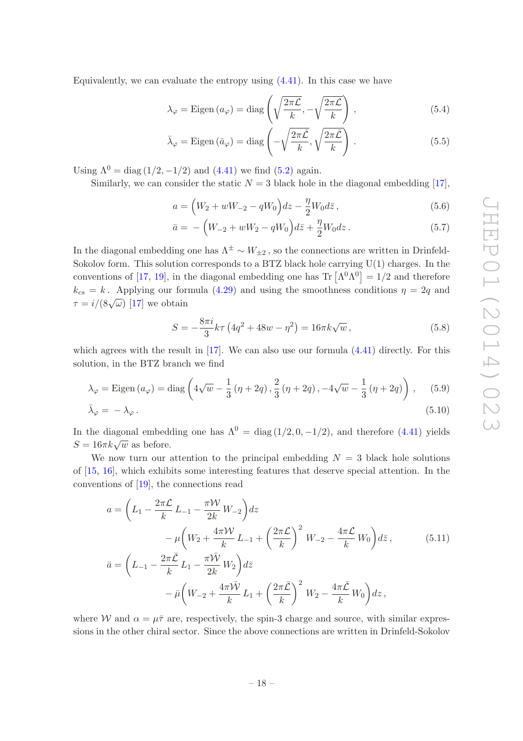Equivalently, we can evaluate the entropy using (4.41). In this case we have

$$\lambda_\varphi = \text{Eigen}\,(a_\varphi) = \text{diag}\left(\sqrt{\frac{2\pi\mathcal{L}}{k}}, -\sqrt{\frac{2\pi\mathcal{L}}{k}}\right)\,, \tag{5.4}$$

$$\bar{\lambda}_\varphi = \text{Eigen}\,(\bar{a}_\varphi) = \text{diag}\left(-\sqrt{\frac{2\pi\bar{\mathcal{L}}}{k}}, \sqrt{\frac{2\pi\bar{\mathcal{L}}}{k}}\right)\,. \tag{5.5}$$

Using $\Lambda^0 = \text{diag}\,(1/2, -1/2)$ and (4.41) we find (5.2) again.

Similarly, we can consider the static $N=3$ black hole in the diagonal embedding [17],

$$a = \Big(W_2 + wW_{-2} - qW_0\Big)dz - \frac{\eta}{2}W_0 d\bar{z}\,, \tag{5.6}$$

$$\bar{a} = \,-\Big(W_{-2} + wW_2 - qW_0\Big)d\bar{z} + \frac{\eta}{2}W_0 dz\,. \tag{5.7}$$

In the diagonal embedding one has $\Lambda^\pm \sim W_{\pm 2}$, so the connections are written in Drinfeld-Sokolov form. This solution corresponds to a BTZ black hole carrying U(1) charges. In the conventions of [17, 19], in the diagonal embedding one has $\text{Tr}\left[\Lambda^0\Lambda^0\right] = 1/2$ and therefore $k_{cs} = k$. Applying our formula (4.29) and using the smoothness conditions $\eta = 2q$ and $\tau = i/(8\sqrt{\omega})$ [17] we obtain

$$S = -\frac{8\pi i}{3}k\tau\left(4q^2 + 48w - \eta^2\right) = 16\pi k\sqrt{w}\,, \tag{5.8}$$

which agrees with the result in [17]. We can also use our formula (4.41) directly. For this solution, in the BTZ branch we find

$$\lambda_\varphi = \text{Eigen}\,(a_\varphi) = \text{diag}\left(4\sqrt{w} - \frac{1}{3}\left(\eta + 2q\right), \frac{2}{3}\left(\eta + 2q\right), -4\sqrt{w} - \frac{1}{3}\left(\eta + 2q\right)\right)\,, \tag{5.9}$$

$$\bar{\lambda}_\varphi = \,-\lambda_\varphi\,. \tag{5.10}$$

In the diagonal embedding one has $\Lambda^0 = \text{diag}\,(1/2, 0, -1/2)$, and therefore (4.41) yields $S = 16\pi k\sqrt{w}$ as before.

We now turn our attention to the principal embedding $N=3$ black hole solutions of [15, 16], which exhibits some interesting features that deserve special attention. In the conventions of [19], the connections read

$$\begin{aligned}
a = &\left(L_1 - \frac{2\pi\mathcal{L}}{k}\,L_{-1} - \frac{\pi\mathcal{W}}{2k}\,W_{-2}\right)dz \\
&\quad - \mu\left(W_2 + \frac{4\pi\mathcal{W}}{k}\,L_{-1} + \left(\frac{2\pi\mathcal{L}}{k}\right)^2\,W_{-2} - \frac{4\pi\mathcal{L}}{k}\,W_0\right)d\bar{z}\,, \\
\bar{a} = &\left(L_{-1} - \frac{2\pi\bar{\mathcal{L}}}{k}\,L_1 - \frac{\pi\bar{\mathcal{W}}}{2k}\,W_2\right)d\bar{z} \\
&\quad - \bar{\mu}\left(W_{-2} + \frac{4\pi\bar{\mathcal{W}}}{k}\,L_1 + \left(\frac{2\pi\bar{\mathcal{L}}}{k}\right)^2\,W_2 - \frac{4\pi\bar{\mathcal{L}}}{k}\,W_0\right)dz\,,
\end{aligned} \tag{5.11}$$

where $\mathcal{W}$ and $\alpha = \mu\bar{\tau}$ are, respectively, the spin-3 charge and source, with similar expressions in the other chiral sector. Since the above connections are written in Drinfeld-Sokolov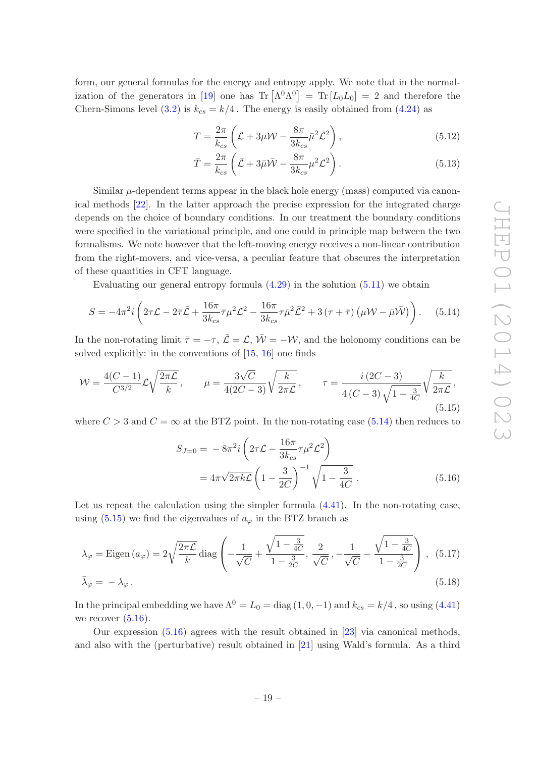form, our general formulas for the energy and entropy apply. We note that in the normalization of the generators in [19] one has $\mathrm{Tr}\left[\Lambda^0\Lambda^0\right] = \mathrm{Tr}\left[L_0 L_0\right] = 2$ and therefore the Chern-Simons level (3.2) is $k_{cs} = k/4$. The energy is easily obtained from (4.24) as

$$T = \frac{2\pi}{k_{cs}}\left(\mathcal{L} + 3\mu\mathcal{W} - \frac{8\pi}{3k_{cs}}\bar{\mu}^2\bar{\mathcal{L}}^2\right), \tag{5.12}$$

$$\bar{T} = \frac{2\pi}{k_{cs}}\left(\bar{\mathcal{L}} + 3\bar{\mu}\bar{\mathcal{W}} - \frac{8\pi}{3k_{cs}}\mu^2\mathcal{L}^2\right). \tag{5.13}$$

Similar $\mu$-dependent terms appear in the black hole energy (mass) computed via canonical methods [22]. In the latter approach the precise expression for the integrated charge depends on the choice of boundary conditions. In our treatment the boundary conditions were specified in the variational principle, and one could in principle map between the two formalisms. We note however that the left-moving energy receives a non-linear contribution from the right-movers, and vice-versa, a peculiar feature that obscures the interpretation of these quantities in CFT language.

Evaluating our general entropy formula (4.29) in the solution (5.11) we obtain

$$S = -4\pi^2 i\left(2\tau\mathcal{L} - 2\bar{\tau}\bar{\mathcal{L}} + \frac{16\pi}{3k_{cs}}\bar{\tau}\mu^2\mathcal{L}^2 - \frac{16\pi}{3k_{cs}}\tau\bar{\mu}^2\bar{\mathcal{L}}^2 + 3\left(\tau + \bar{\tau}\right)\left(\mu\mathcal{W} - \bar{\mu}\bar{\mathcal{W}}\right)\right). \tag{5.14}$$

In the non-rotating limit $\bar{\tau} = -\tau$, $\bar{\mathcal{L}} = \mathcal{L}$, $\bar{\mathcal{W}} = -\mathcal{W}$, and the holonomy conditions can be solved explicitly: in the conventions of [15, 16] one finds

$$\mathcal{W} = \frac{4(C-1)}{C^{3/2}}\mathcal{L}\sqrt{\frac{2\pi\mathcal{L}}{k}}\,, \qquad \mu = \frac{3\sqrt{C}}{4(2C-3)}\sqrt{\frac{k}{2\pi\mathcal{L}}}\,, \qquad \tau = \frac{i\left(2C-3\right)}{4\left(C-3\right)\sqrt{1-\frac{3}{4C}}}\sqrt{\frac{k}{2\pi\mathcal{L}}}\,, \tag{5.15}$$

where $C > 3$ and $C = \infty$ at the BTZ point. In the non-rotating case (5.14) then reduces to

$$\begin{aligned} S_{J=0} &= -8\pi^2 i\left(2\tau\mathcal{L} - \frac{16\pi}{3k_{cs}}\tau\mu^2\mathcal{L}^2\right) \\ &= 4\pi\sqrt{2\pi k\mathcal{L}}\left(1 - \frac{3}{2C}\right)^{-1}\sqrt{1 - \frac{3}{4C}}\,. \end{aligned} \tag{5.16}$$

Let us repeat the calculation using the simpler formula (4.41). In the non-rotating case, using (5.15) we find the eigenvalues of $a_\varphi$ in the BTZ branch as

$$\lambda_\varphi = \mathrm{Eigen}\left(a_\varphi\right) = 2\sqrt{\frac{2\pi\mathcal{L}}{k}}\,\mathrm{diag}\left(-\frac{1}{\sqrt{C}} + \frac{\sqrt{1-\frac{3}{4C}}}{1-\frac{3}{2C}}, \frac{2}{\sqrt{C}}, -\frac{1}{\sqrt{C}} - \frac{\sqrt{1-\frac{3}{4C}}}{1-\frac{3}{2C}}\right), \tag{5.17}$$

$$\bar{\lambda}_\varphi = -\lambda_\varphi\,. \tag{5.18}$$

In the principal embedding we have $\Lambda^0 = L_0 = \mathrm{diag}\left(1, 0, -1\right)$ and $k_{cs} = k/4$, so using (4.41) we recover (5.16).

Our expression (5.16) agrees with the result obtained in [23] via canonical methods, and also with the (perturbative) result obtained in [21] using Wald's formula. As a third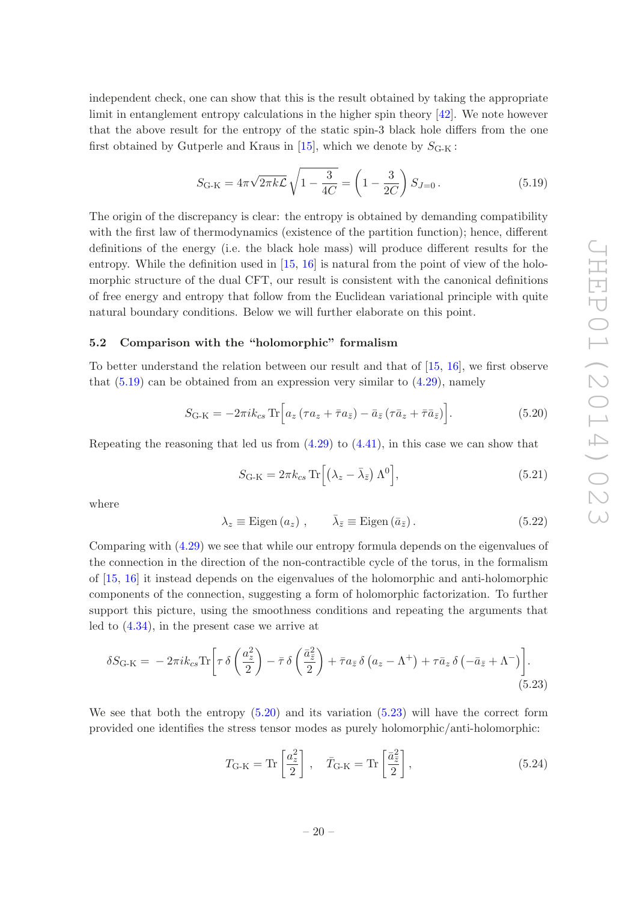independent check, one can show that this is the result obtained by taking the appropriate limit in entanglement entropy calculations in the higher spin theory [42]. We note however that the above result for the entropy of the static spin-3 black hole differs from the one first obtained by Gutperle and Kraus in [15], which we denote by $S_{\text{G-K}}$:

$$S_{\text{G-K}} = 4\pi\sqrt{2\pi k\mathcal{L}}\,\sqrt{1-\frac{3}{4C}} = \left(1-\frac{3}{2C}\right)S_{J=0}\,. \tag{5.19}$$

The origin of the discrepancy is clear: the entropy is obtained by demanding compatibility with the first law of thermodynamics (existence of the partition function); hence, different definitions of the energy (i.e. the black hole mass) will produce different results for the entropy. While the definition used in [15, 16] is natural from the point of view of the holomorphic structure of the dual CFT, our result is consistent with the canonical definitions of free energy and entropy that follow from the Euclidean variational principle with quite natural boundary conditions. Below we will further elaborate on this point.

### 5.2 Comparison with the "holomorphic" formalism

To better understand the relation between our result and that of [15, 16], we first observe that (5.19) can be obtained from an expression very similar to (4.29), namely

$$S_{\text{G-K}} = -2\pi i k_{cs}\,\text{Tr}\Big[a_z\left(\tau a_z+\bar\tau a_{\bar z}\right)-\bar a_{\bar z}\left(\tau\bar a_z+\bar\tau\bar a_{\bar z}\right)\Big]. \tag{5.20}$$

Repeating the reasoning that led us from (4.29) to (4.41), in this case we can show that

$$S_{\text{G-K}} = 2\pi k_{cs}\,\text{Tr}\Big[\left(\lambda_z-\bar\lambda_{\bar z}\right)\Lambda^0\Big], \tag{5.21}$$

where

$$\lambda_z \equiv \text{Eigen}\left(a_z\right)\,, \qquad \bar\lambda_{\bar z} \equiv \text{Eigen}\left(\bar a_{\bar z}\right). \tag{5.22}$$

Comparing with (4.29) we see that while our entropy formula depends on the eigenvalues of the connection in the direction of the non-contractible cycle of the torus, in the formalism of [15, 16] it instead depends on the eigenvalues of the holomorphic and anti-holomorphic components of the connection, suggesting a form of holomorphic factorization. To further support this picture, using the smoothness conditions and repeating the arguments that led to (4.34), in the present case we arrive at

$$\delta S_{\text{G-K}} = -2\pi i k_{cs}\text{Tr}\bigg[\tau\,\delta\left(\frac{a_z^2}{2}\right)-\bar\tau\,\delta\left(\frac{\bar a_{\bar z}^2}{2}\right)+\bar\tau a_{\bar z}\,\delta\left(a_z-\Lambda^+\right)+\tau\bar a_z\,\delta\left(-\bar a_{\bar z}+\Lambda^-\right)\bigg]. \tag{5.23}$$

We see that both the entropy (5.20) and its variation (5.23) will have the correct form provided one identifies the stress tensor modes as purely holomorphic/anti-holomorphic:

$$T_{\text{G-K}} = \text{Tr}\left[\frac{a_z^2}{2}\right]\,,\quad \bar T_{\text{G-K}} = \text{Tr}\left[\frac{\bar a_{\bar z}^2}{2}\right], \tag{5.24}$$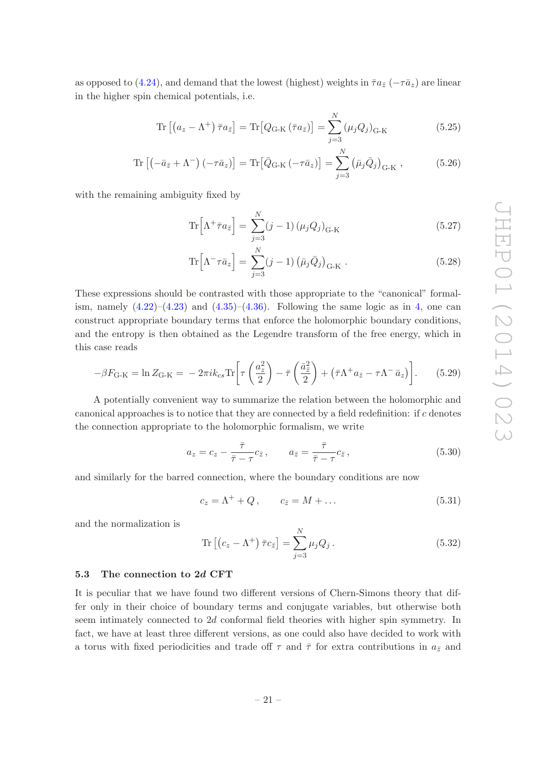as opposed to (4.24), and demand that the lowest (highest) weights in $\bar{\tau} a_{\bar{z}}$ $(-\tau \bar{a}_z)$ are linear in the higher spin chemical potentials, i.e.

$$\mathrm{Tr}\left[\left(a_z - \Lambda^+\right) \bar{\tau} a_{\bar{z}}\right] = \mathrm{Tr}\left[Q_{\text{G-K}} \left(\bar{\tau} a_{\bar{z}}\right)\right] = \sum_{j=3}^{N} \left(\mu_j Q_j\right)_{\text{G-K}} \tag{5.25}$$

$$\mathrm{Tr}\left[\left(-\bar{a}_{\bar{z}} + \Lambda^-\right) \left(-\tau \bar{a}_z\right)\right] = \mathrm{Tr}\left[\bar{Q}_{\text{G-K}} \left(-\tau \bar{a}_z\right)\right] = \sum_{j=3}^{N} \left(\bar{\mu}_j \bar{Q}_j\right)_{\text{G-K}} , \tag{5.26}$$

with the remaining ambiguity fixed by

$$\mathrm{Tr}\Big[\Lambda^+ \bar{\tau} a_{\bar{z}}\Big] = \sum_{j=3}^{N} (j-1) \left(\mu_j Q_j\right)_{\text{G-K}} \tag{5.27}$$

$$\mathrm{Tr}\Big[\Lambda^- \tau \bar{a}_z\Big] = \sum_{j=3}^{N} (j-1) \left(\bar{\mu}_j \bar{Q}_j\right)_{\text{G-K}} . \tag{5.28}$$

These expressions should be contrasted with those appropriate to the "canonical" formalism, namely (4.22)–(4.23) and (4.35)–(4.36). Following the same logic as in 4, one can construct appropriate boundary terms that enforce the holomorphic boundary conditions, and the entropy is then obtained as the Legendre transform of the free energy, which in this case reads

$$-\beta F_{\text{G-K}} = \ln Z_{\text{G-K}} = -2\pi i k_{cs} \mathrm{Tr}\bigg[\tau \left(\frac{a_z^2}{2}\right) - \bar{\tau} \left(\frac{\bar{a}_{\bar{z}}^2}{2}\right) + \left(\bar{\tau} \Lambda^+ a_{\bar{z}} - \tau \Lambda^- \bar{a}_z\right)\bigg]. \tag{5.29}$$

A potentially convenient way to summarize the relation between the holomorphic and canonical approaches is to notice that they are connected by a field redefinition: if $c$ denotes the connection appropriate to the holomorphic formalism, we write

$$a_z = c_z - \frac{\bar{\tau}}{\bar{\tau} - \tau} c_{\bar{z}} , \qquad a_{\bar{z}} = \frac{\bar{\tau}}{\bar{\tau} - \tau} c_{\bar{z}} , \tag{5.30}$$

and similarly for the barred connection, where the boundary conditions are now

$$c_z = \Lambda^+ + Q , \qquad c_{\bar{z}} = M + \ldots \tag{5.31}$$

and the normalization is

$$\mathrm{Tr}\left[\left(c_z - \Lambda^+\right) \bar{\tau} c_{\bar{z}}\right] = \sum_{j=3}^{N} \mu_j Q_j . \tag{5.32}$$

### 5.3 The connection to 2*d* CFT

It is peculiar that we have found two different versions of Chern-Simons theory that differ only in their choice of boundary terms and conjugate variables, but otherwise both seem intimately connected to $2d$ conformal field theories with higher spin symmetry. In fact, we have at least three different versions, as one could also have decided to work with a torus with fixed periodicities and trade off $\tau$ and $\bar{\tau}$ for extra contributions in $a_{\bar{z}}$ and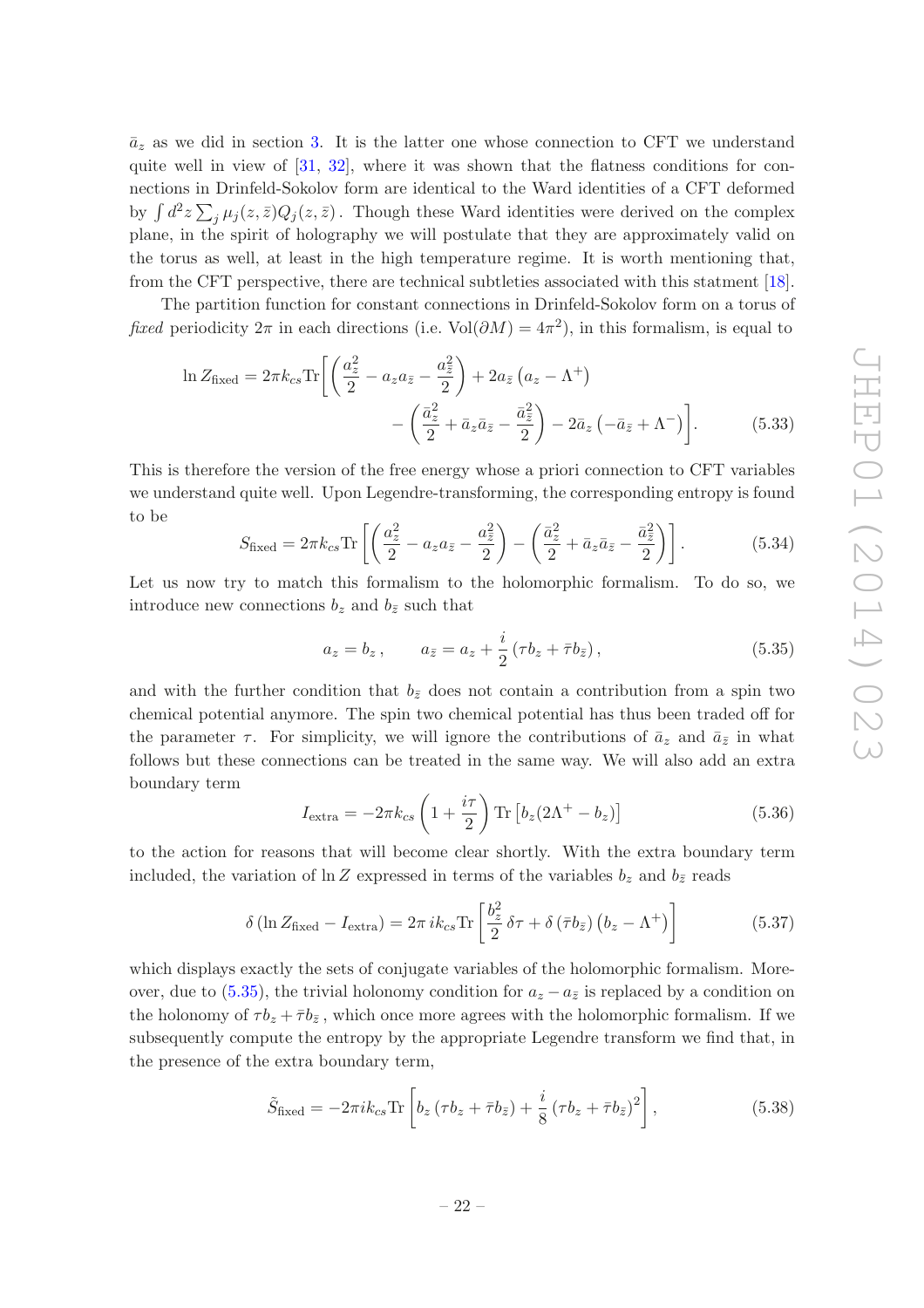$\bar{a}_z$ as we did in section 3. It is the latter one whose connection to CFT we understand quite well in view of [31, 32], where it was shown that the flatness conditions for connections in Drinfeld-Sokolov form are identical to the Ward identities of a CFT deformed by $\int d^2z \sum_j \mu_j(z,\bar{z}) Q_j(z,\bar{z})$. Though these Ward identities were derived on the complex plane, in the spirit of holography we will postulate that they are approximately valid on the torus as well, at least in the high temperature regime. It is worth mentioning that, from the CFT perspective, there are technical subtleties associated with this statement [18].

The partition function for constant connections in Drinfeld-Sokolov form on a torus of *fixed* periodicity $2\pi$ in each directions (i.e. $\text{Vol}(\partial M) = 4\pi^2$), in this formalism, is equal to

$$
\ln Z_{\text{fixed}} = 2\pi k_{cs} \text{Tr}\bigg[ \left( \frac{a_z^2}{2} - a_z a_{\bar{z}} - \frac{a_{\bar{z}}^2}{2} \right) + 2 a_{\bar{z}} \left( a_z - \Lambda^+ \right) - \left( \frac{\bar{a}_z^2}{2} + \bar{a}_z \bar{a}_{\bar{z}} - \frac{\bar{a}_{\bar{z}}^2}{2} \right) - 2 \bar{a}_z \left( -\bar{a}_{\bar{z}} + \Lambda^- \right) \bigg]. \tag{5.33}
$$

This is therefore the version of the free energy whose a priori connection to CFT variables we understand quite well. Upon Legendre-transforming, the corresponding entropy is found to be

$$
S_{\text{fixed}} = 2\pi k_{cs} \text{Tr} \left[ \left( \frac{a_z^2}{2} - a_z a_{\bar{z}} - \frac{a_{\bar{z}}^2}{2} \right) - \left( \frac{\bar{a}_z^2}{2} + \bar{a}_z \bar{a}_{\bar{z}} - \frac{\bar{a}_{\bar{z}}^2}{2} \right) \right]. \tag{5.34}
$$

Let us now try to match this formalism to the holomorphic formalism. To do so, we introduce new connections $b_z$ and $b_{\bar{z}}$ such that

$$
a_z = b_z \,, \qquad a_{\bar{z}} = a_z + \frac{i}{2} \left( \tau b_z + \bar{\tau} b_{\bar{z}} \right), \tag{5.35}
$$

and with the further condition that $b_{\bar{z}}$ does not contain a contribution from a spin two chemical potential anymore. The spin two chemical potential has thus been traded off for the parameter $\tau$. For simplicity, we will ignore the contributions of $\bar{a}_z$ and $\bar{a}_{\bar{z}}$ in what follows but these connections can be treated in the same way. We will also add an extra boundary term

$$
I_{\text{extra}} = -2\pi k_{cs} \left( 1 + \frac{i\tau}{2} \right) \text{Tr} \left[ b_z (2\Lambda^+ - b_z) \right] \tag{5.36}
$$

to the action for reasons that will become clear shortly. With the extra boundary term included, the variation of $\ln Z$ expressed in terms of the variables $b_z$ and $b_{\bar{z}}$ reads

$$
\delta \left( \ln Z_{\text{fixed}} - I_{\text{extra}} \right) = 2\pi \, i k_{cs} \text{Tr} \left[ \frac{b_z^2}{2} \, \delta\tau + \delta \left( \bar{\tau} b_{\bar{z}} \right) \left( b_z - \Lambda^+ \right) \right] \tag{5.37}
$$

which displays exactly the sets of conjugate variables of the holomorphic formalism. Moreover, due to (5.35), the trivial holonomy condition for $a_z - a_{\bar{z}}$ is replaced by a condition on the holonomy of $\tau b_z + \bar{\tau} b_{\bar{z}}$, which once more agrees with the holomorphic formalism. If we subsequently compute the entropy by the appropriate Legendre transform we find that, in the presence of the extra boundary term,

$$
\tilde{S}_{\text{fixed}} = -2\pi i k_{cs} \text{Tr} \left[ b_z \left( \tau b_z + \bar{\tau} b_{\bar{z}} \right) + \frac{i}{8} \left( \tau b_z + \bar{\tau} b_{\bar{z}} \right)^2 \right], \tag{5.38}
$$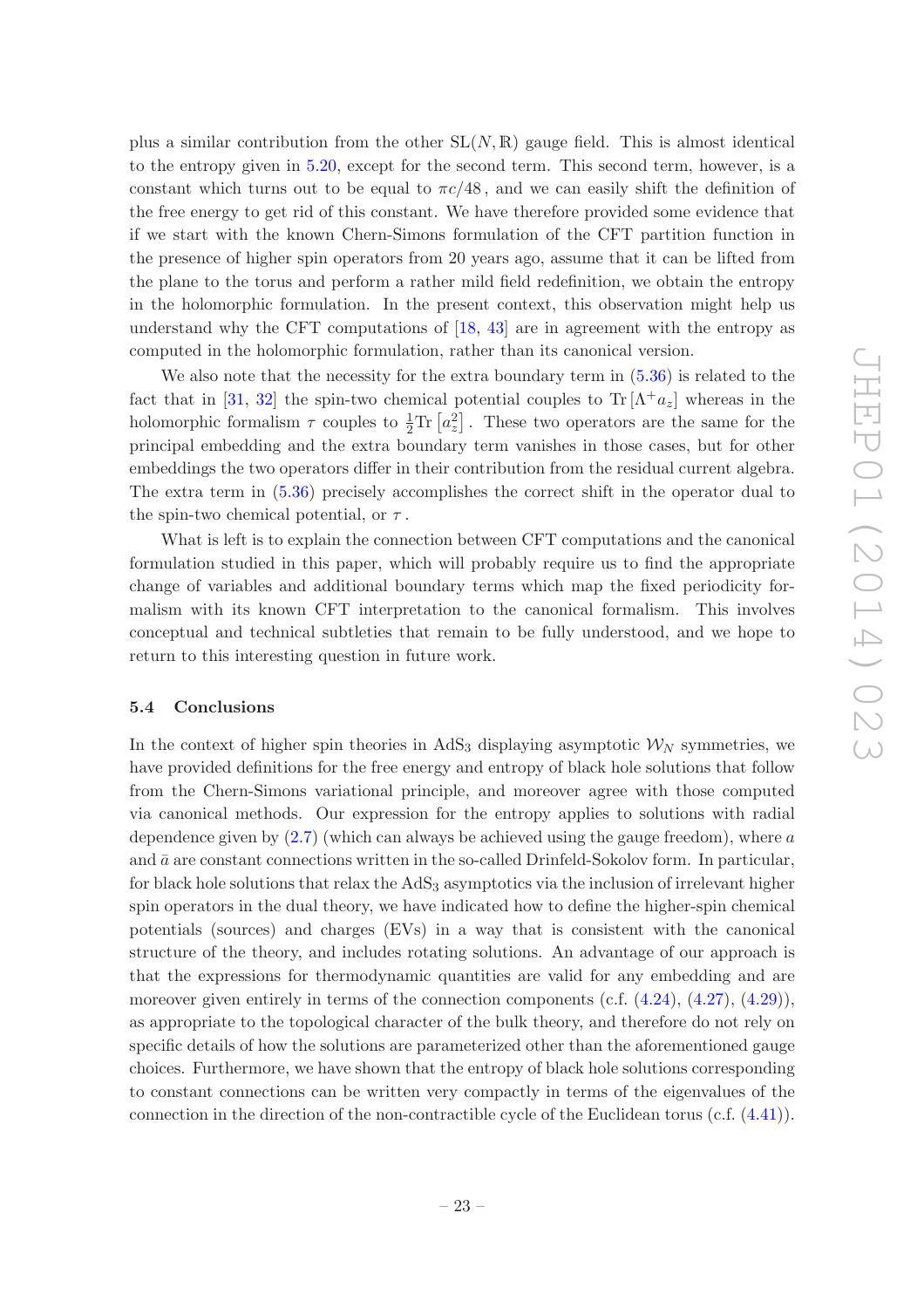plus a similar contribution from the other $\mathrm{SL}(N,\mathbb{R})$ gauge field. This is almost identical to the entropy given in 5.20, except for the second term. This second term, however, is a constant which turns out to be equal to $\pi c/48$, and we can easily shift the definition of the free energy to get rid of this constant. We have therefore provided some evidence that if we start with the known Chern-Simons formulation of the CFT partition function in the presence of higher spin operators from 20 years ago, assume that it can be lifted from the plane to the torus and perform a rather mild field redefinition, we obtain the entropy in the holomorphic formulation. In the present context, this observation might help us understand why the CFT computations of [18, 43] are in agreement with the entropy as computed in the holomorphic formulation, rather than its canonical version.

We also note that the necessity for the extra boundary term in (5.36) is related to the fact that in [31, 32] the spin-two chemical potential couples to $\mathrm{Tr}\left[\Lambda^{+}a_z\right]$ whereas in the holomorphic formalism $\tau$ couples to $\frac{1}{2}\mathrm{Tr}\left[a_z^2\right]$. These two operators are the same for the principal embedding and the extra boundary term vanishes in those cases, but for other embeddings the two operators differ in their contribution from the residual current algebra. The extra term in (5.36) precisely accomplishes the correct shift in the operator dual to the spin-two chemical potential, or $\tau$.

What is left is to explain the connection between CFT computations and the canonical formulation studied in this paper, which will probably require us to find the appropriate change of variables and additional boundary terms which map the fixed periodicity formalism with its known CFT interpretation to the canonical formalism. This involves conceptual and technical subtleties that remain to be fully understood, and we hope to return to this interesting question in future work.

### 5.4 Conclusions

In the context of higher spin theories in $\mathrm{AdS}_3$ displaying asymptotic $\mathcal{W}_N$ symmetries, we have provided definitions for the free energy and entropy of black hole solutions that follow from the Chern-Simons variational principle, and moreover agree with those computed via canonical methods. Our expression for the entropy applies to solutions with radial dependence given by (2.7) (which can always be achieved using the gauge freedom), where $a$ and $\bar{a}$ are constant connections written in the so-called Drinfeld-Sokolov form. In particular, for black hole solutions that relax the $\mathrm{AdS}_3$ asymptotics via the inclusion of irrelevant higher spin operators in the dual theory, we have indicated how to define the higher-spin chemical potentials (sources) and charges (EVs) in a way that is consistent with the canonical structure of the theory, and includes rotating solutions. An advantage of our approach is that the expressions for thermodynamic quantities are valid for any embedding and are moreover given entirely in terms of the connection components (c.f. (4.24), (4.27), (4.29)), as appropriate to the topological character of the bulk theory, and therefore do not rely on specific details of how the solutions are parameterized other than the aforementioned gauge choices. Furthermore, we have shown that the entropy of black hole solutions corresponding to constant connections can be written very compactly in terms of the eigenvalues of the connection in the direction of the non-contractible cycle of the Euclidean torus (c.f. (4.41)).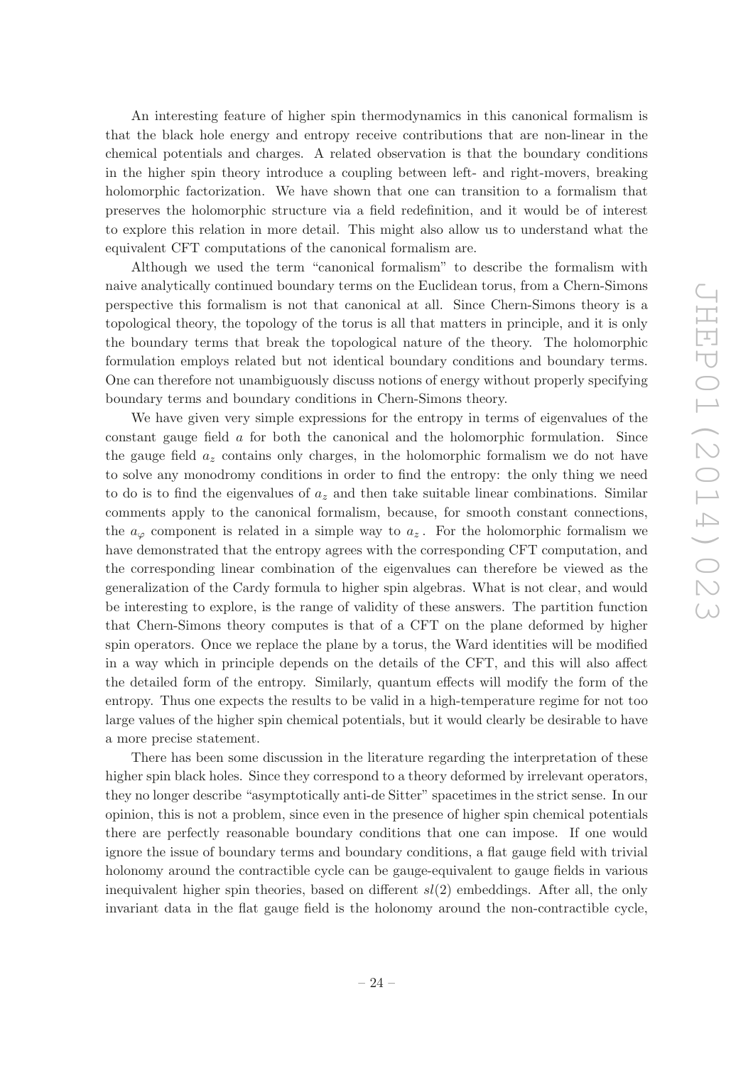An interesting feature of higher spin thermodynamics in this canonical formalism is that the black hole energy and entropy receive contributions that are non-linear in the chemical potentials and charges. A related observation is that the boundary conditions in the higher spin theory introduce a coupling between left- and right-movers, breaking holomorphic factorization. We have shown that one can transition to a formalism that preserves the holomorphic structure via a field redefinition, and it would be of interest to explore this relation in more detail. This might also allow us to understand what the equivalent CFT computations of the canonical formalism are.

Although we used the term "canonical formalism" to describe the formalism with naive analytically continued boundary terms on the Euclidean torus, from a Chern-Simons perspective this formalism is not that canonical at all. Since Chern-Simons theory is a topological theory, the topology of the torus is all that matters in principle, and it is only the boundary terms that break the topological nature of the theory. The holomorphic formulation employs related but not identical boundary conditions and boundary terms. One can therefore not unambiguously discuss notions of energy without properly specifying boundary terms and boundary conditions in Chern-Simons theory.

We have given very simple expressions for the entropy in terms of eigenvalues of the constant gauge field $a$ for both the canonical and the holomorphic formulation. Since the gauge field $a_z$ contains only charges, in the holomorphic formalism we do not have to solve any monodromy conditions in order to find the entropy: the only thing we need to do is to find the eigenvalues of $a_z$ and then take suitable linear combinations. Similar comments apply to the canonical formalism, because, for smooth constant connections, the $a_\varphi$ component is related in a simple way to $a_z$. For the holomorphic formalism we have demonstrated that the entropy agrees with the corresponding CFT computation, and the corresponding linear combination of the eigenvalues can therefore be viewed as the generalization of the Cardy formula to higher spin algebras. What is not clear, and would be interesting to explore, is the range of validity of these answers. The partition function that Chern-Simons theory computes is that of a CFT on the plane deformed by higher spin operators. Once we replace the plane by a torus, the Ward identities will be modified in a way which in principle depends on the details of the CFT, and this will also affect the detailed form of the entropy. Similarly, quantum effects will modify the form of the entropy. Thus one expects the results to be valid in a high-temperature regime for not too large values of the higher spin chemical potentials, but it would clearly be desirable to have a more precise statement.

There has been some discussion in the literature regarding the interpretation of these higher spin black holes. Since they correspond to a theory deformed by irrelevant operators, they no longer describe "asymptotically anti-de Sitter" spacetimes in the strict sense. In our opinion, this is not a problem, since even in the presence of higher spin chemical potentials there are perfectly reasonable boundary conditions that one can impose. If one would ignore the issue of boundary terms and boundary conditions, a flat gauge field with trivial holonomy around the contractible cycle can be gauge-equivalent to gauge fields in various inequivalent higher spin theories, based on different $sl(2)$ embeddings. After all, the only invariant data in the flat gauge field is the holonomy around the non-contractible cycle,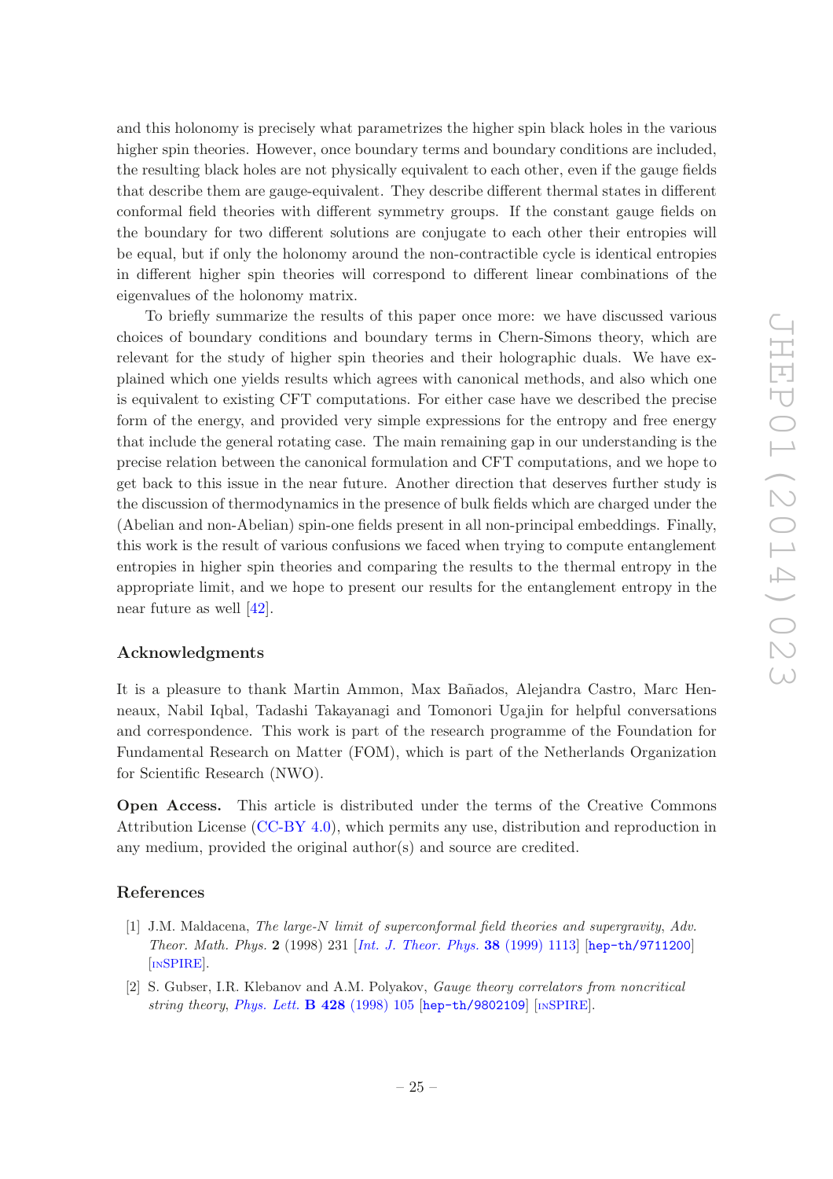and this holonomy is precisely what parametrizes the higher spin black holes in the various higher spin theories. However, once boundary terms and boundary conditions are included, the resulting black holes are not physically equivalent to each other, even if the gauge fields that describe them are gauge-equivalent. They describe different thermal states in different conformal field theories with different symmetry groups. If the constant gauge fields on the boundary for two different solutions are conjugate to each other their entropies will be equal, but if only the holonomy around the non-contractible cycle is identical entropies in different higher spin theories will correspond to different linear combinations of the eigenvalues of the holonomy matrix.

To briefly summarize the results of this paper once more: we have discussed various choices of boundary conditions and boundary terms in Chern-Simons theory, which are relevant for the study of higher spin theories and their holographic duals. We have explained which one yields results which agrees with canonical methods, and also which one is equivalent to existing CFT computations. For either case have we described the precise form of the energy, and provided very simple expressions for the entropy and free energy that include the general rotating case. The main remaining gap in our understanding is the precise relation between the canonical formulation and CFT computations, and we hope to get back to this issue in the near future. Another direction that deserves further study is the discussion of thermodynamics in the presence of bulk fields which are charged under the (Abelian and non-Abelian) spin-one fields present in all non-principal embeddings. Finally, this work is the result of various confusions we faced when trying to compute entanglement entropies in higher spin theories and comparing the results to the thermal entropy in the appropriate limit, and we hope to present our results for the entanglement entropy in the near future as well [42].

## Acknowledgments

It is a pleasure to thank Martin Ammon, Max Bañados, Alejandra Castro, Marc Henneaux, Nabil Iqbal, Tadashi Takayanagi and Tomonori Ugajin for helpful conversations and correspondence. This work is part of the research programme of the Foundation for Fundamental Research on Matter (FOM), which is part of the Netherlands Organization for Scientific Research (NWO).

**Open Access.** This article is distributed under the terms of the Creative Commons Attribution License (CC-BY 4.0), which permits any use, distribution and reproduction in any medium, provided the original author(s) and source are credited.

## References

[1] J.M. Maldacena, *The large-N limit of superconformal field theories and supergravity*, *Adv. Theor. Math. Phys.* **2** (1998) 231 [*Int. J. Theor. Phys.* **38** (1999) 1113] [hep-th/9711200] [INSPIRE].

[2] S. Gubser, I.R. Klebanov and A.M. Polyakov, *Gauge theory correlators from noncritical string theory*, *Phys. Lett.* **B 428** (1998) 105 [hep-th/9802109] [INSPIRE].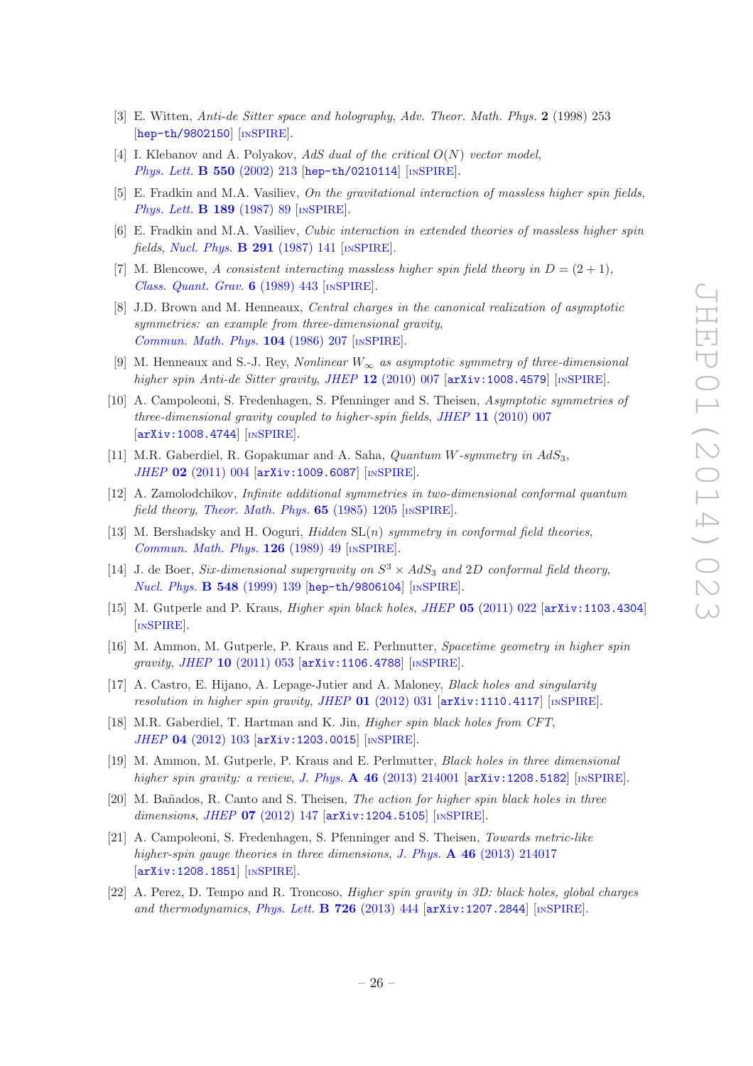- [3] E. Witten, *Anti-de Sitter space and holography*, *Adv. Theor. Math. Phys.* **2** (1998) 253 [hep-th/9802150] [INSPIRE].
- [4] I. Klebanov and A. Polyakov, *AdS dual of the critical $O(N)$ vector model*, *Phys. Lett.* **B 550** (2002) 213 [hep-th/0210114] [INSPIRE].
- [5] E. Fradkin and M.A. Vasiliev, *On the gravitational interaction of massless higher spin fields*, *Phys. Lett.* **B 189** (1987) 89 [INSPIRE].
- [6] E. Fradkin and M.A. Vasiliev, *Cubic interaction in extended theories of massless higher spin fields*, *Nucl. Phys.* **B 291** (1987) 141 [INSPIRE].
- [7] M. Blencowe, *A consistent interacting massless higher spin field theory in $D = (2 + 1)$*, *Class. Quant. Grav.* **6** (1989) 443 [INSPIRE].
- [8] J.D. Brown and M. Henneaux, *Central charges in the canonical realization of asymptotic symmetries: an example from three-dimensional gravity*, *Commun. Math. Phys.* **104** (1986) 207 [INSPIRE].
- [9] M. Henneaux and S.-J. Rey, *Nonlinear $W_\infty$ as asymptotic symmetry of three-dimensional higher spin Anti-de Sitter gravity*, *JHEP* **12** (2010) 007 [arXiv:1008.4579] [INSPIRE].
- [10] A. Campoleoni, S. Fredenhagen, S. Pfenninger and S. Theisen, *Asymptotic symmetries of three-dimensional gravity coupled to higher-spin fields*, *JHEP* **11** (2010) 007 [arXiv:1008.4744] [INSPIRE].
- [11] M.R. Gaberdiel, R. Gopakumar and A. Saha, *Quantum W-symmetry in $AdS_3$*, *JHEP* **02** (2011) 004 [arXiv:1009.6087] [INSPIRE].
- [12] A. Zamolodchikov, *Infinite additional symmetries in two-dimensional conformal quantum field theory*, *Theor. Math. Phys.* **65** (1985) 1205 [INSPIRE].
- [13] M. Bershadsky and H. Ooguri, *Hidden SL$(n)$ symmetry in conformal field theories*, *Commun. Math. Phys.* **126** (1989) 49 [INSPIRE].
- [14] J. de Boer, *Six-dimensional supergravity on $S^3 \times AdS_3$ and 2D conformal field theory*, *Nucl. Phys.* **B 548** (1999) 139 [hep-th/9806104] [INSPIRE].
- [15] M. Gutperle and P. Kraus, *Higher spin black holes*, *JHEP* **05** (2011) 022 [arXiv:1103.4304] [INSPIRE].
- [16] M. Ammon, M. Gutperle, P. Kraus and E. Perlmutter, *Spacetime geometry in higher spin gravity*, *JHEP* **10** (2011) 053 [arXiv:1106.4788] [INSPIRE].
- [17] A. Castro, E. Hijano, A. Lepage-Jutier and A. Maloney, *Black holes and singularity resolution in higher spin gravity*, *JHEP* **01** (2012) 031 [arXiv:1110.4117] [INSPIRE].
- [18] M.R. Gaberdiel, T. Hartman and K. Jin, *Higher spin black holes from CFT*, *JHEP* **04** (2012) 103 [arXiv:1203.0015] [INSPIRE].
- [19] M. Ammon, M. Gutperle, P. Kraus and E. Perlmutter, *Black holes in three dimensional higher spin gravity: a review*, *J. Phys.* **A 46** (2013) 214001 [arXiv:1208.5182] [INSPIRE].
- [20] M. Bañados, R. Canto and S. Theisen, *The action for higher spin black holes in three dimensions*, *JHEP* **07** (2012) 147 [arXiv:1204.5105] [INSPIRE].
- [21] A. Campoleoni, S. Fredenhagen, S. Pfenninger and S. Theisen, *Towards metric-like higher-spin gauge theories in three dimensions*, *J. Phys.* **A 46** (2013) 214017 [arXiv:1208.1851] [INSPIRE].
- [22] A. Perez, D. Tempo and R. Troncoso, *Higher spin gravity in 3D: black holes, global charges and thermodynamics*, *Phys. Lett.* **B 726** (2013) 444 [arXiv:1207.2844] [INSPIRE].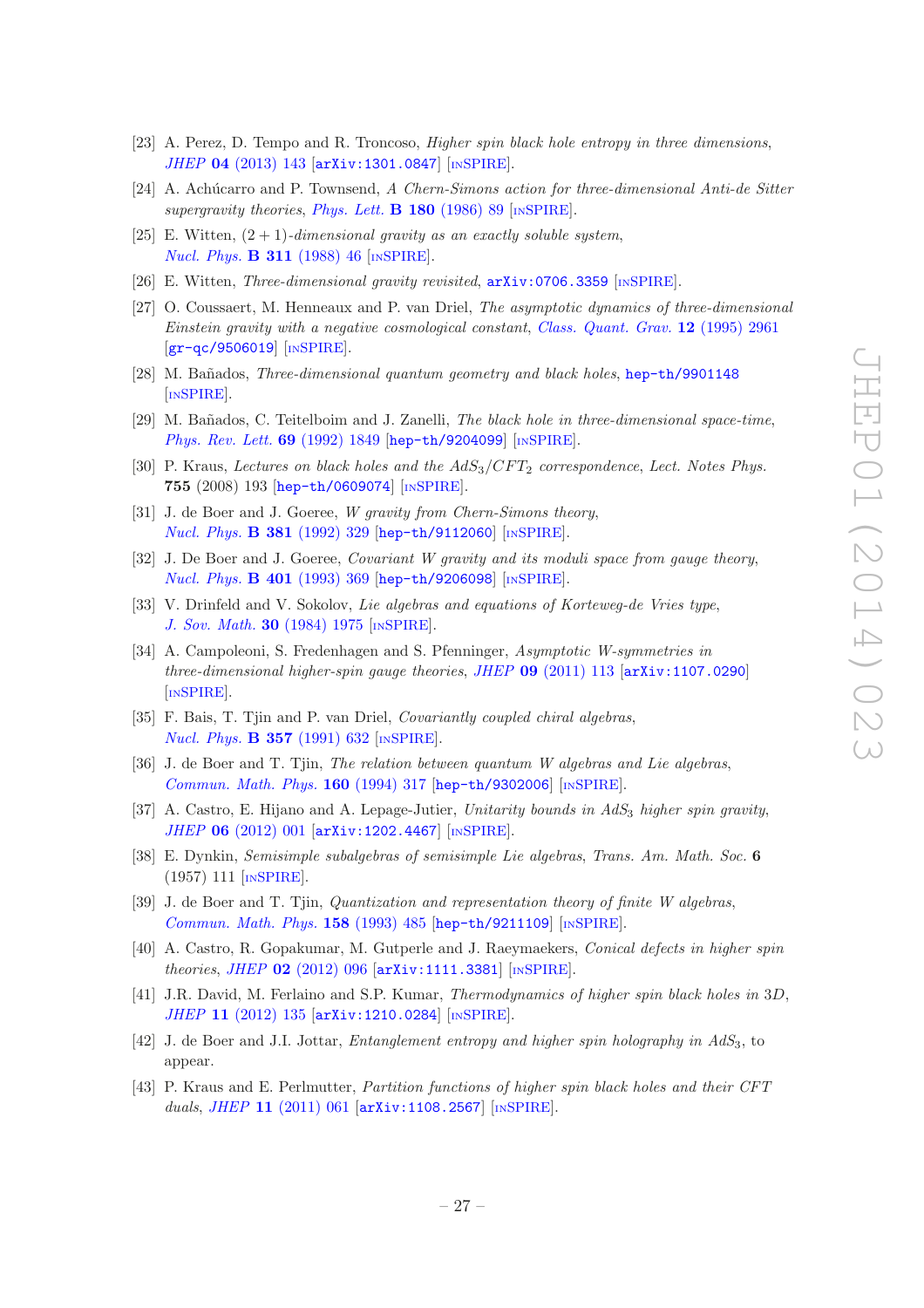[23] A. Perez, D. Tempo and R. Troncoso, *Higher spin black hole entropy in three dimensions*, *JHEP* **04** (2013) 143 [arXiv:1301.0847] [INSPIRE].

[24] A. Achúcarro and P. Townsend, *A Chern-Simons action for three-dimensional Anti-de Sitter supergravity theories*, *Phys. Lett.* **B 180** (1986) 89 [INSPIRE].

[25] E. Witten, *$(2+1)$-dimensional gravity as an exactly soluble system*, *Nucl. Phys.* **B 311** (1988) 46 [INSPIRE].

[26] E. Witten, *Three-dimensional gravity revisited*, arXiv:0706.3359 [INSPIRE].

[27] O. Coussaert, M. Henneaux and P. van Driel, *The asymptotic dynamics of three-dimensional Einstein gravity with a negative cosmological constant*, *Class. Quant. Grav.* **12** (1995) 2961 [gr-qc/9506019] [INSPIRE].

[28] M. Bañados, *Three-dimensional quantum geometry and black holes*, hep-th/9901148 [INSPIRE].

[29] M. Bañados, C. Teitelboim and J. Zanelli, *The black hole in three-dimensional space-time*, *Phys. Rev. Lett.* **69** (1992) 1849 [hep-th/9204099] [INSPIRE].

[30] P. Kraus, *Lectures on black holes and the $AdS_3/CFT_2$ correspondence*, *Lect. Notes Phys.* **755** (2008) 193 [hep-th/0609074] [INSPIRE].

[31] J. de Boer and J. Goeree, *W gravity from Chern-Simons theory*, *Nucl. Phys.* **B 381** (1992) 329 [hep-th/9112060] [INSPIRE].

[32] J. De Boer and J. Goeree, *Covariant W gravity and its moduli space from gauge theory*, *Nucl. Phys.* **B 401** (1993) 369 [hep-th/9206098] [INSPIRE].

[33] V. Drinfeld and V. Sokolov, *Lie algebras and equations of Korteweg-de Vries type*, *J. Sov. Math.* **30** (1984) 1975 [INSPIRE].

[34] A. Campoleoni, S. Fredenhagen and S. Pfenninger, *Asymptotic W-symmetries in three-dimensional higher-spin gauge theories*, *JHEP* **09** (2011) 113 [arXiv:1107.0290] [INSPIRE].

[35] F. Bais, T. Tjin and P. van Driel, *Covariantly coupled chiral algebras*, *Nucl. Phys.* **B 357** (1991) 632 [INSPIRE].

[36] J. de Boer and T. Tjin, *The relation between quantum W algebras and Lie algebras*, *Commun. Math. Phys.* **160** (1994) 317 [hep-th/9302006] [INSPIRE].

[37] A. Castro, E. Hijano and A. Lepage-Jutier, *Unitarity bounds in $AdS_3$ higher spin gravity*, *JHEP* **06** (2012) 001 [arXiv:1202.4467] [INSPIRE].

[38] E. Dynkin, *Semisimple subalgebras of semisimple Lie algebras*, *Trans. Am. Math. Soc.* **6** (1957) 111 [INSPIRE].

[39] J. de Boer and T. Tjin, *Quantization and representation theory of finite W algebras*, *Commun. Math. Phys.* **158** (1993) 485 [hep-th/9211109] [INSPIRE].

[40] A. Castro, R. Gopakumar, M. Gutperle and J. Raeymaekers, *Conical defects in higher spin theories*, *JHEP* **02** (2012) 096 [arXiv:1111.3381] [INSPIRE].

[41] J.R. David, M. Ferlaino and S.P. Kumar, *Thermodynamics of higher spin black holes in 3D*, *JHEP* **11** (2012) 135 [arXiv:1210.0284] [INSPIRE].

[42] J. de Boer and J.I. Jottar, *Entanglement entropy and higher spin holography in $AdS_3$*, to appear.

[43] P. Kraus and E. Perlmutter, *Partition functions of higher spin black holes and their CFT duals*, *JHEP* **11** (2011) 061 [arXiv:1108.2567] [INSPIRE].